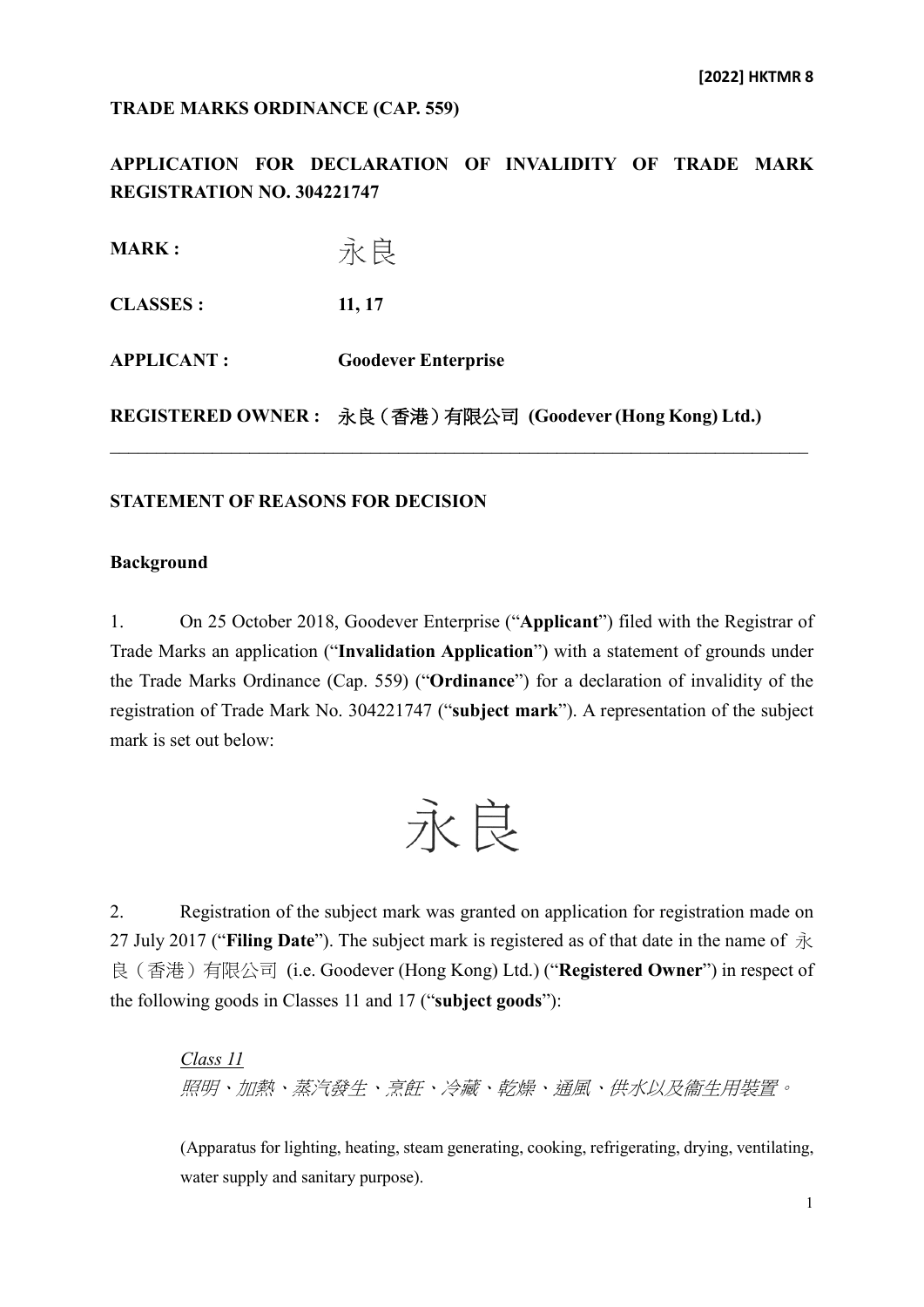**[2022] HKTMR 8**

**TRADE MARKS ORDINANCE (CAP. 559)**

**APPLICATION FOR DECLARATION OF INVALIDITY OF TRADE MARK REGISTRATION NO. 304221747**

**MARK :** 永良

**CLASSES :** **11, 17**

**APPLICANT :** **Goodever Enterprise**

**REGISTERED OWNER :** **永良（香港）有限公司 (Goodever (Hong Kong) Ltd.)**

---

**STATEMENT OF REASONS FOR DECISION**

**Background**

1. On 25 October 2018, Goodever Enterprise ("**Applicant**") filed with the Registrar of Trade Marks an application ("**Invalidation Application**") with a statement of grounds under the Trade Marks Ordinance (Cap. 559) ("**Ordinance**") for a declaration of invalidity of the registration of Trade Mark No. 304221747 ("**subject mark**"). A representation of the subject mark is set out below:

永良

2. Registration of the subject mark was granted on application for registration made on 27 July 2017 ("**Filing Date**"). The subject mark is registered as of that date in the name of 永良（香港）有限公司 (i.e. Goodever (Hong Kong) Ltd.) ("**Registered Owner**") in respect of the following goods in Classes 11 and 17 ("**subject goods**"):

> *Class 11*
>
> *照明、加熱、蒸汽發生、烹飪、冷藏、乾燥、通風、供水以及衛生用裝置。*
>
> (Apparatus for lighting, heating, steam generating, cooking, refrigerating, drying, ventilating, water supply and sanitary purpose).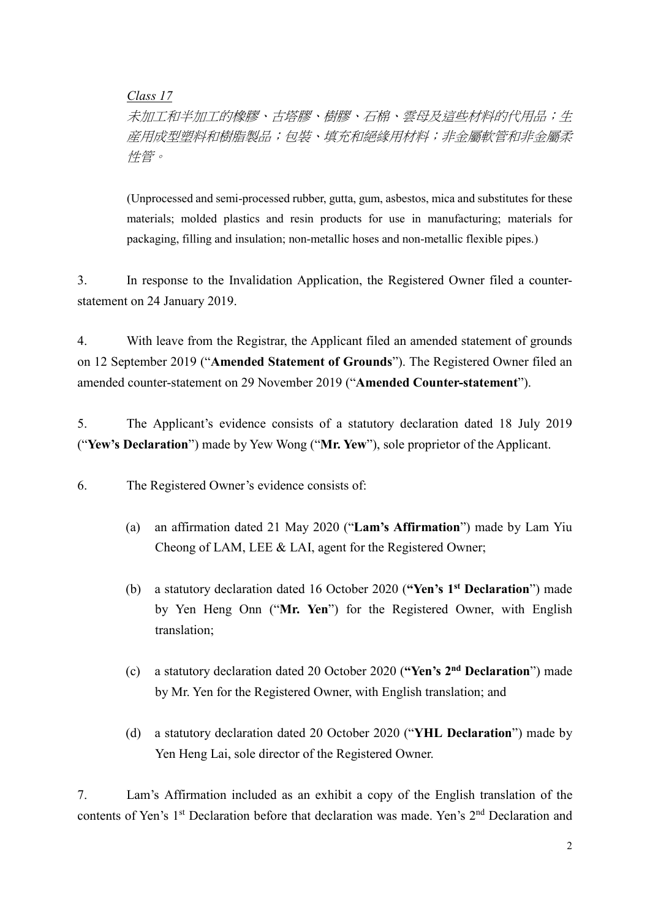*Class 17*

*未加工和半加工的橡膠、古塔膠、樹膠、石棉、雲母及這些材料的代用品；生產用成型塑料和樹脂製品；包裝、填充和絕緣用材料；非金屬軟管和非金屬柔性管。*

(Unprocessed and semi-processed rubber, gutta, gum, asbestos, mica and substitutes for these materials; molded plastics and resin products for use in manufacturing; materials for packaging, filling and insulation; non-metallic hoses and non-metallic flexible pipes.)

3. In response to the Invalidation Application, the Registered Owner filed a counter-statement on 24 January 2019.

4. With leave from the Registrar, the Applicant filed an amended statement of grounds on 12 September 2019 ("**Amended Statement of Grounds**"). The Registered Owner filed an amended counter-statement on 29 November 2019 ("**Amended Counter-statement**").

5. The Applicant's evidence consists of a statutory declaration dated 18 July 2019 ("**Yew's Declaration**") made by Yew Wong ("**Mr. Yew**"), sole proprietor of the Applicant.

6. The Registered Owner's evidence consists of:

(a) an affirmation dated 21 May 2020 ("**Lam's Affirmation**") made by Lam Yiu Cheong of LAM, LEE & LAI, agent for the Registered Owner;

(b) a statutory declaration dated 16 October 2020 (**"Yen's 1st Declaration**") made by Yen Heng Onn ("**Mr. Yen**") for the Registered Owner, with English translation;

(c) a statutory declaration dated 20 October 2020 (**"Yen's 2nd Declaration**") made by Mr. Yen for the Registered Owner, with English translation; and

(d) a statutory declaration dated 20 October 2020 ("**YHL Declaration**") made by Yen Heng Lai, sole director of the Registered Owner.

7. Lam's Affirmation included as an exhibit a copy of the English translation of the contents of Yen's 1st Declaration before that declaration was made. Yen's 2nd Declaration and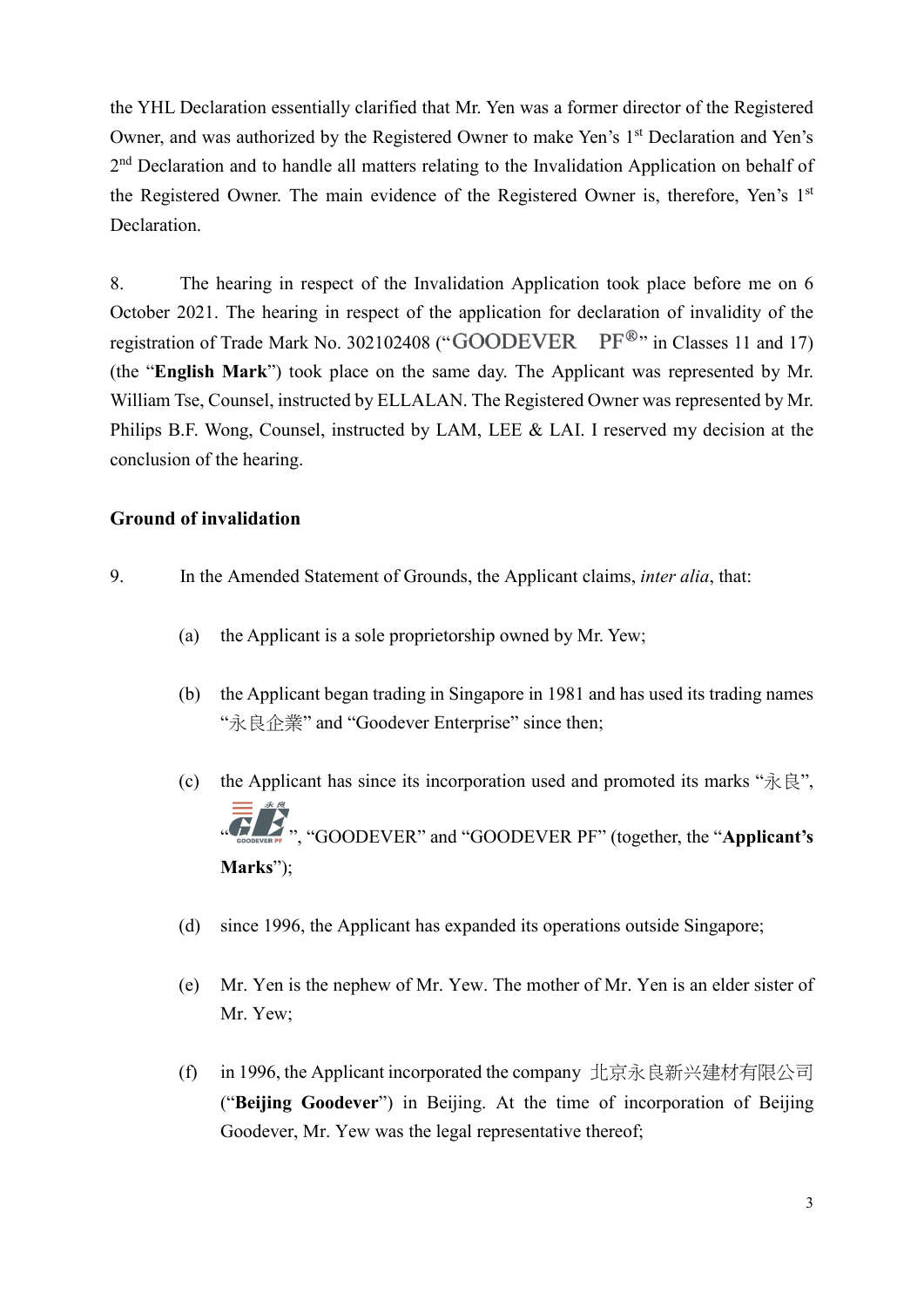the YHL Declaration essentially clarified that Mr. Yen was a former director of the Registered Owner, and was authorized by the Registered Owner to make Yen's 1st Declaration and Yen's 2nd Declaration and to handle all matters relating to the Invalidation Application on behalf of the Registered Owner. The main evidence of the Registered Owner is, therefore, Yen's 1st Declaration.

8. The hearing in respect of the Invalidation Application took place before me on 6 October 2021. The hearing in respect of the application for declaration of invalidity of the registration of Trade Mark No. 302102408 ("GOODEVER PF®" in Classes 11 and 17) (the "**English Mark**") took place on the same day. The Applicant was represented by Mr. William Tse, Counsel, instructed by ELLALAN. The Registered Owner was represented by Mr. Philips B.F. Wong, Counsel, instructed by LAM, LEE & LAI. I reserved my decision at the conclusion of the hearing.

## Ground of invalidation

9. In the Amended Statement of Grounds, the Applicant claims, *inter alia*, that:

(a) the Applicant is a sole proprietorship owned by Mr. Yew;

(b) the Applicant began trading in Singapore in 1981 and has used its trading names "永良企業" and "Goodever Enterprise" since then;

(c) the Applicant has since its incorporation used and promoted its marks "永良", "", "GOODEVER" and "GOODEVER PF" (together, the "**Applicant's Marks**");

(d) since 1996, the Applicant has expanded its operations outside Singapore;

(e) Mr. Yen is the nephew of Mr. Yew. The mother of Mr. Yen is an elder sister of Mr. Yew;

(f) in 1996, the Applicant incorporated the company 北京永良新兴建材有限公司 ("**Beijing Goodever**") in Beijing. At the time of incorporation of Beijing Goodever, Mr. Yew was the legal representative thereof;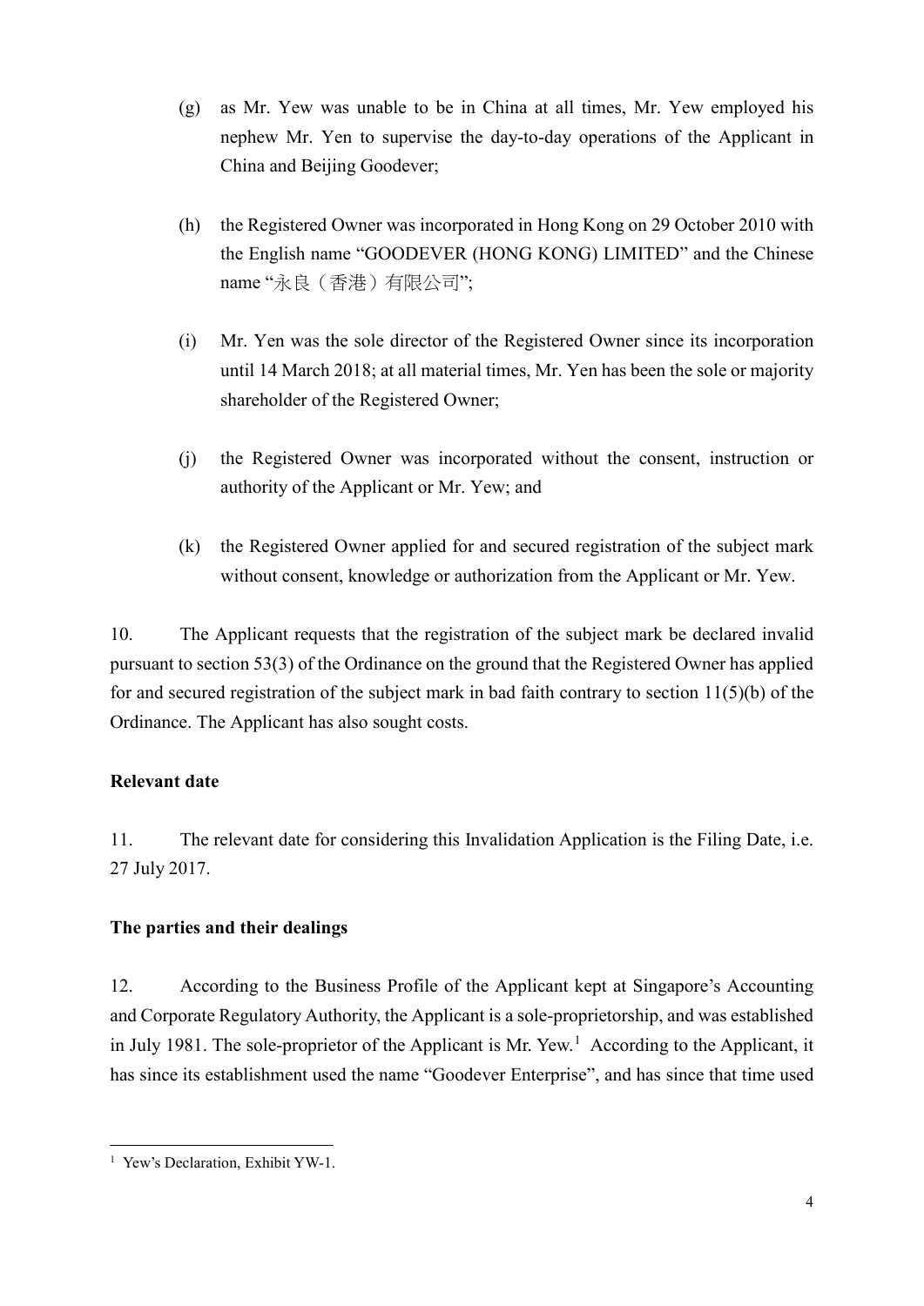(g) as Mr. Yew was unable to be in China at all times, Mr. Yew employed his nephew Mr. Yen to supervise the day-to-day operations of the Applicant in China and Beijing Goodever;

(h) the Registered Owner was incorporated in Hong Kong on 29 October 2010 with the English name "GOODEVER (HONG KONG) LIMITED" and the Chinese name "永良（香港）有限公司";

(i) Mr. Yen was the sole director of the Registered Owner since its incorporation until 14 March 2018; at all material times, Mr. Yen has been the sole or majority shareholder of the Registered Owner;

(j) the Registered Owner was incorporated without the consent, instruction or authority of the Applicant or Mr. Yew; and

(k) the Registered Owner applied for and secured registration of the subject mark without consent, knowledge or authorization from the Applicant or Mr. Yew.

10. The Applicant requests that the registration of the subject mark be declared invalid pursuant to section 53(3) of the Ordinance on the ground that the Registered Owner has applied for and secured registration of the subject mark in bad faith contrary to section 11(5)(b) of the Ordinance. The Applicant has also sought costs.

**Relevant date**

11. The relevant date for considering this Invalidation Application is the Filing Date, i.e. 27 July 2017.

**The parties and their dealings**

12. According to the Business Profile of the Applicant kept at Singapore's Accounting and Corporate Regulatory Authority, the Applicant is a sole-proprietorship, and was established in July 1981. The sole-proprietor of the Applicant is Mr. Yew.[1] According to the Applicant, it has since its establishment used the name "Goodever Enterprise", and has since that time used

---

[1] Yew's Declaration, Exhibit YW-1.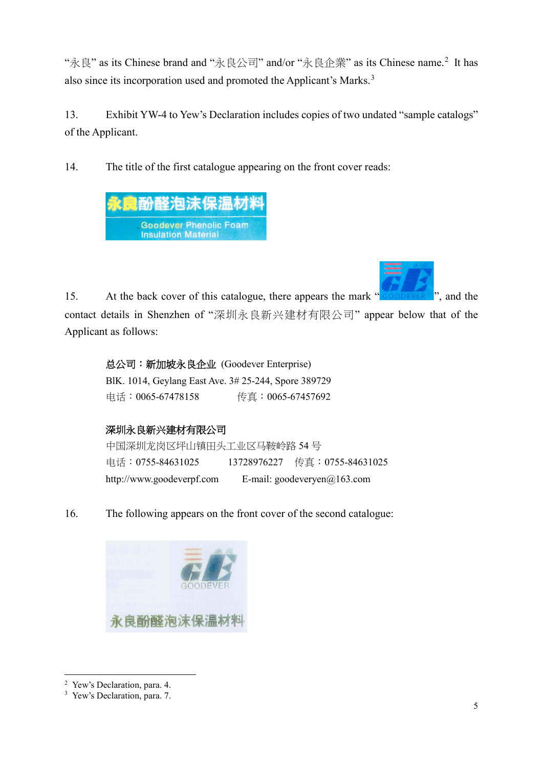"永良" as its Chinese brand and "永良公司" and/or "永良企業" as its Chinese name.[2] It has also since its incorporation used and promoted the Applicant's Marks.[3]

13. Exhibit YW-4 to Yew's Declaration includes copies of two undated "sample catalogs" of the Applicant.

14. The title of the first catalogue appearing on the front cover reads:

永良酚醛泡沫保温材料
Goodever Phenolic Foam Insulation Material

15. At the back cover of this catalogue, there appears the mark "GOODEVER", and the contact details in Shenzhen of "深圳永良新兴建材有限公司" appear below that of the Applicant as follows:

**总公司：新加坡永良企业** (Goodever Enterprise)
BlK. 1014, Geylang East Ave. 3# 25-244, Spore 389729
电话：0065-67478158 传真：0065-67457692

**深圳永良新兴建材有限公司**
中国深圳龙岗区坪山镇田头工业区马鞍岭路 54 号
电话：0755-84631025 13728976227 传真：0755-84631025
http://www.goodeverpf.com E-mail: goodeveryen@163.com

16. The following appears on the front cover of the second catalogue:

GOODEVER
永良酚醛泡沫保温材料

---

[2] Yew's Declaration, para. 4.
[3] Yew's Declaration, para. 7.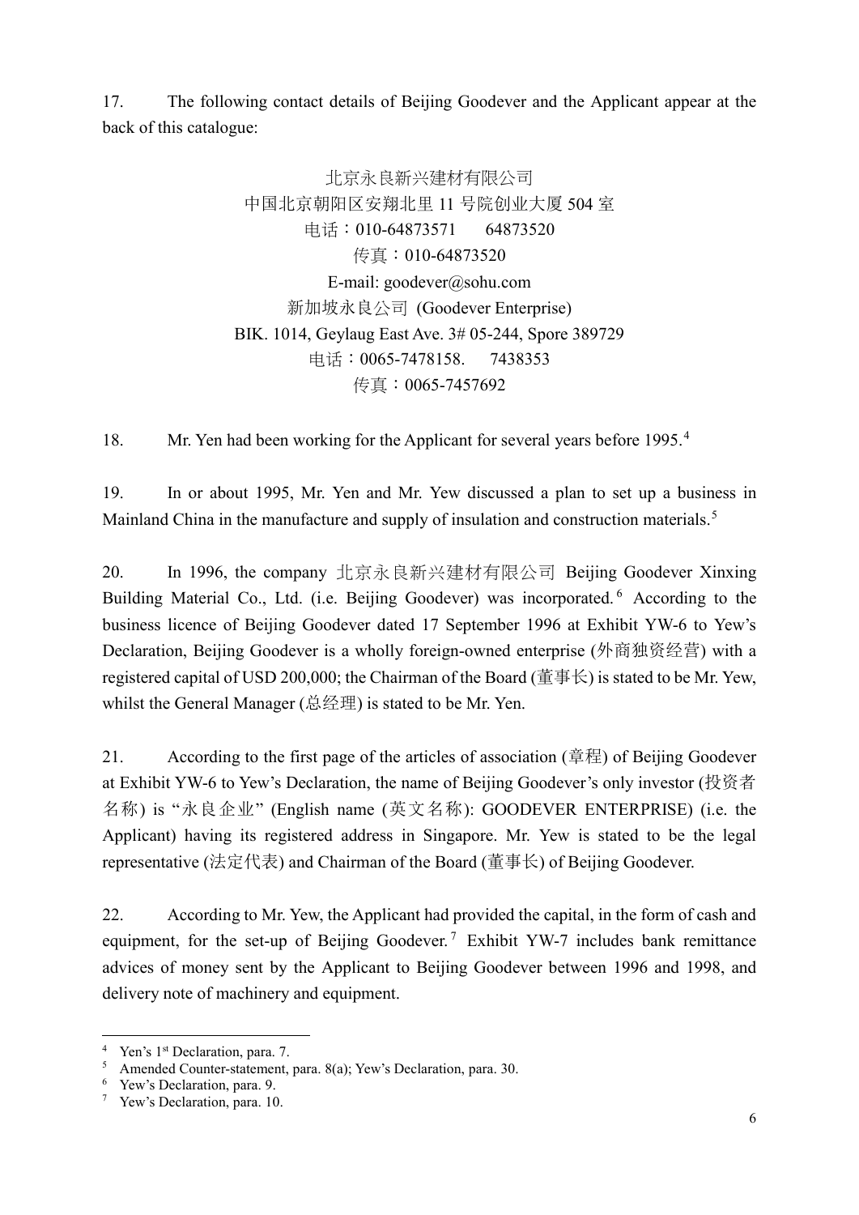17. The following contact details of Beijing Goodever and the Applicant appear at the back of this catalogue:

北京永良新兴建材有限公司
中国北京朝阳区安翔北里 11 号院创业大厦 504 室
电话：010-64873571 64873520
传真：010-64873520
E-mail: goodever@sohu.com
新加坡永良公司 (Goodever Enterprise)
BIK. 1014, Geylaug East Ave. 3# 05-244, Spore 389729
电话：0065-7478158. 7438353
传真：0065-7457692

18. Mr. Yen had been working for the Applicant for several years before 1995.[4]

19. In or about 1995, Mr. Yen and Mr. Yew discussed a plan to set up a business in Mainland China in the manufacture and supply of insulation and construction materials.[5]

20. In 1996, the company 北京永良新兴建材有限公司 Beijing Goodever Xinxing Building Material Co., Ltd. (i.e. Beijing Goodever) was incorporated.[6] According to the business licence of Beijing Goodever dated 17 September 1996 at Exhibit YW-6 to Yew's Declaration, Beijing Goodever is a wholly foreign-owned enterprise (外商独资经营) with a registered capital of USD 200,000; the Chairman of the Board (董事长) is stated to be Mr. Yew, whilst the General Manager (总经理) is stated to be Mr. Yen.

21. According to the first page of the articles of association (章程) of Beijing Goodever at Exhibit YW-6 to Yew's Declaration, the name of Beijing Goodever's only investor (投资者名称) is "永良企业" (English name (英文名称): GOODEVER ENTERPRISE) (i.e. the Applicant) having its registered address in Singapore. Mr. Yew is stated to be the legal representative (法定代表) and Chairman of the Board (董事长) of Beijing Goodever.

22. According to Mr. Yew, the Applicant had provided the capital, in the form of cash and equipment, for the set-up of Beijing Goodever.[7] Exhibit YW-7 includes bank remittance advices of money sent by the Applicant to Beijing Goodever between 1996 and 1998, and delivery note of machinery and equipment.

---

[4] Yen's 1st Declaration, para. 7.
[5] Amended Counter-statement, para. 8(a); Yew's Declaration, para. 30.
[6] Yew's Declaration, para. 9.
[7] Yew's Declaration, para. 10.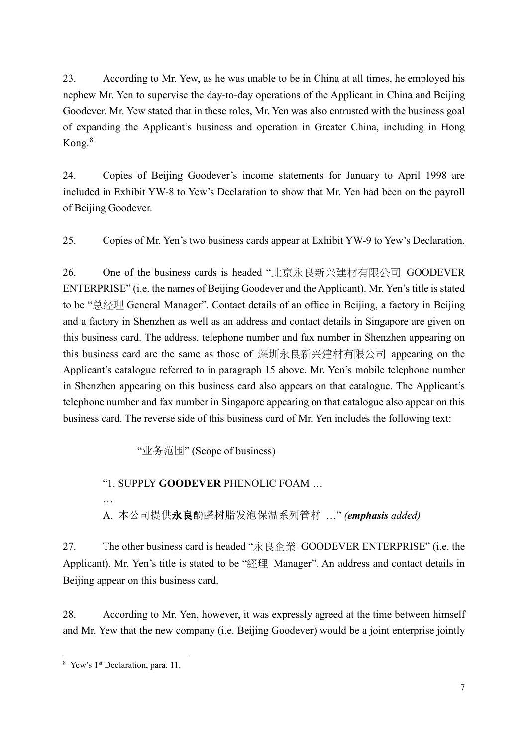23. According to Mr. Yew, as he was unable to be in China at all times, he employed his nephew Mr. Yen to supervise the day-to-day operations of the Applicant in China and Beijing Goodever. Mr. Yew stated that in these roles, Mr. Yen was also entrusted with the business goal of expanding the Applicant's business and operation in Greater China, including in Hong Kong.[8]

24. Copies of Beijing Goodever's income statements for January to April 1998 are included in Exhibit YW-8 to Yew's Declaration to show that Mr. Yen had been on the payroll of Beijing Goodever.

25. Copies of Mr. Yen's two business cards appear at Exhibit YW-9 to Yew's Declaration.

26. One of the business cards is headed "北京永良新兴建材有限公司 GOODEVER ENTERPRISE" (i.e. the names of Beijing Goodever and the Applicant). Mr. Yen's title is stated to be "总经理 General Manager". Contact details of an office in Beijing, a factory in Beijing and a factory in Shenzhen as well as an address and contact details in Singapore are given on this business card. The address, telephone number and fax number in Shenzhen appearing on this business card are the same as those of 深圳永良新兴建材有限公司 appearing on the Applicant's catalogue referred to in paragraph 15 above. Mr. Yen's mobile telephone number in Shenzhen appearing on this business card also appears on that catalogue. The Applicant's telephone number and fax number in Singapore appearing on that catalogue also appear on this business card. The reverse side of this business card of Mr. Yen includes the following text:

> "业务范围" (Scope of business)
>
> "1. SUPPLY **GOODEVER** PHENOLIC FOAM …
>
> …
>
> A. 本公司提供**永良**酚醛树脂发泡保温系列管材 …" ***(emphasis** added)*

27. The other business card is headed "永良企業 GOODEVER ENTERPRISE" (i.e. the Applicant). Mr. Yen's title is stated to be "經理 Manager". An address and contact details in Beijing appear on this business card.

28. According to Mr. Yen, however, it was expressly agreed at the time between himself and Mr. Yew that the new company (i.e. Beijing Goodever) would be a joint enterprise jointly

---

[8] Yew's 1st Declaration, para. 11.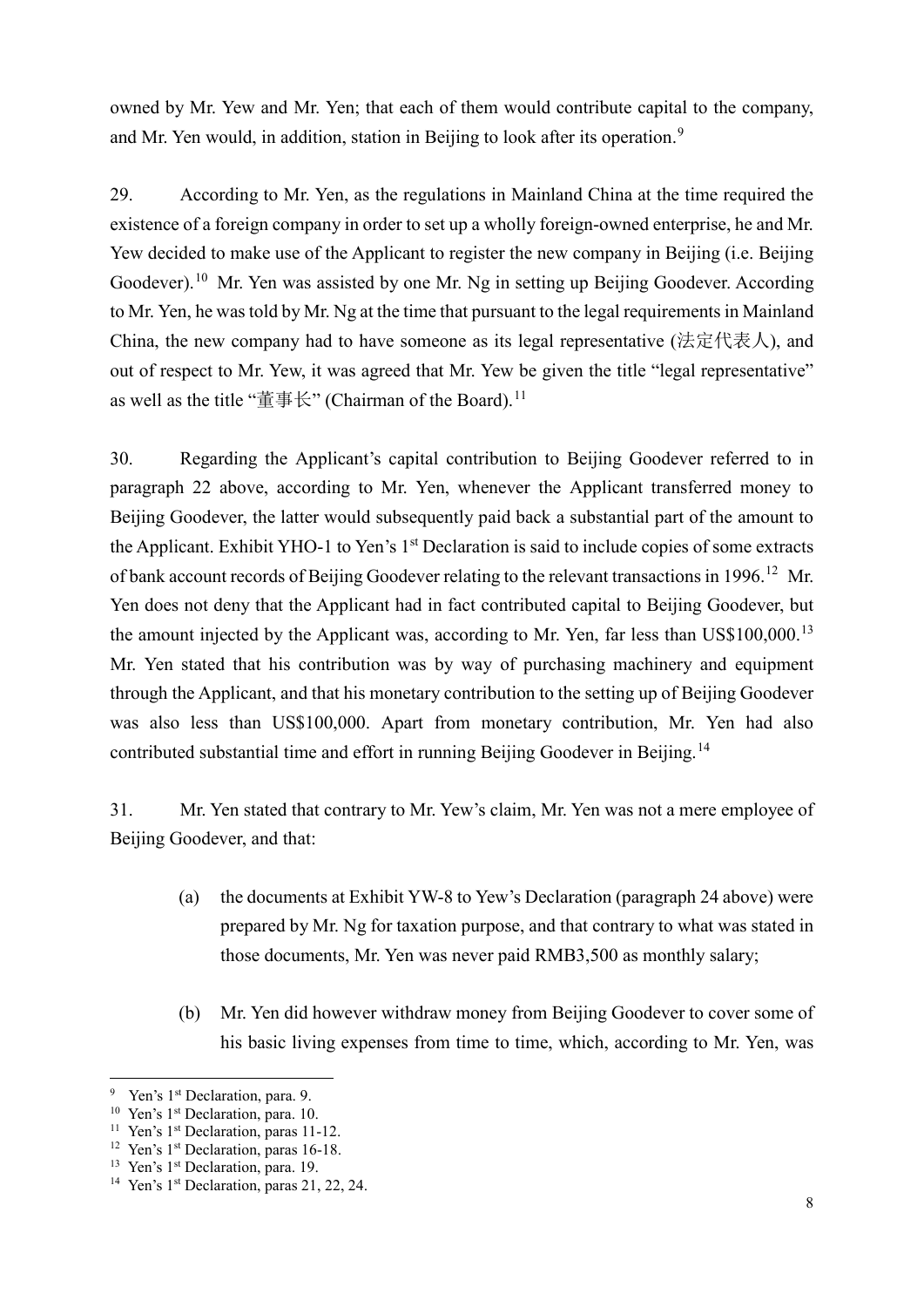owned by Mr. Yew and Mr. Yen; that each of them would contribute capital to the company, and Mr. Yen would, in addition, station in Beijing to look after its operation.[9]

29. According to Mr. Yen, as the regulations in Mainland China at the time required the existence of a foreign company in order to set up a wholly foreign-owned enterprise, he and Mr. Yew decided to make use of the Applicant to register the new company in Beijing (i.e. Beijing Goodever).[10] Mr. Yen was assisted by one Mr. Ng in setting up Beijing Goodever. According to Mr. Yen, he was told by Mr. Ng at the time that pursuant to the legal requirements in Mainland China, the new company had to have someone as its legal representative (法定代表人), and out of respect to Mr. Yew, it was agreed that Mr. Yew be given the title "legal representative" as well as the title "董事长" (Chairman of the Board).[11]

30. Regarding the Applicant's capital contribution to Beijing Goodever referred to in paragraph 22 above, according to Mr. Yen, whenever the Applicant transferred money to Beijing Goodever, the latter would subsequently paid back a substantial part of the amount to the Applicant. Exhibit YHO-1 to Yen's 1st Declaration is said to include copies of some extracts of bank account records of Beijing Goodever relating to the relevant transactions in 1996.[12] Mr. Yen does not deny that the Applicant had in fact contributed capital to Beijing Goodever, but the amount injected by the Applicant was, according to Mr. Yen, far less than US$100,000.[13] Mr. Yen stated that his contribution was by way of purchasing machinery and equipment through the Applicant, and that his monetary contribution to the setting up of Beijing Goodever was also less than US$100,000. Apart from monetary contribution, Mr. Yen had also contributed substantial time and effort in running Beijing Goodever in Beijing.[14]

31. Mr. Yen stated that contrary to Mr. Yew's claim, Mr. Yen was not a mere employee of Beijing Goodever, and that:

(a) the documents at Exhibit YW-8 to Yew's Declaration (paragraph 24 above) were prepared by Mr. Ng for taxation purpose, and that contrary to what was stated in those documents, Mr. Yen was never paid RMB3,500 as monthly salary;

(b) Mr. Yen did however withdraw money from Beijing Goodever to cover some of his basic living expenses from time to time, which, according to Mr. Yen, was

---

[9] Yen's 1st Declaration, para. 9.
[10] Yen's 1st Declaration, para. 10.
[11] Yen's 1st Declaration, paras 11-12.
[12] Yen's 1st Declaration, paras 16-18.
[13] Yen's 1st Declaration, para. 19.
[14] Yen's 1st Declaration, paras 21, 22, 24.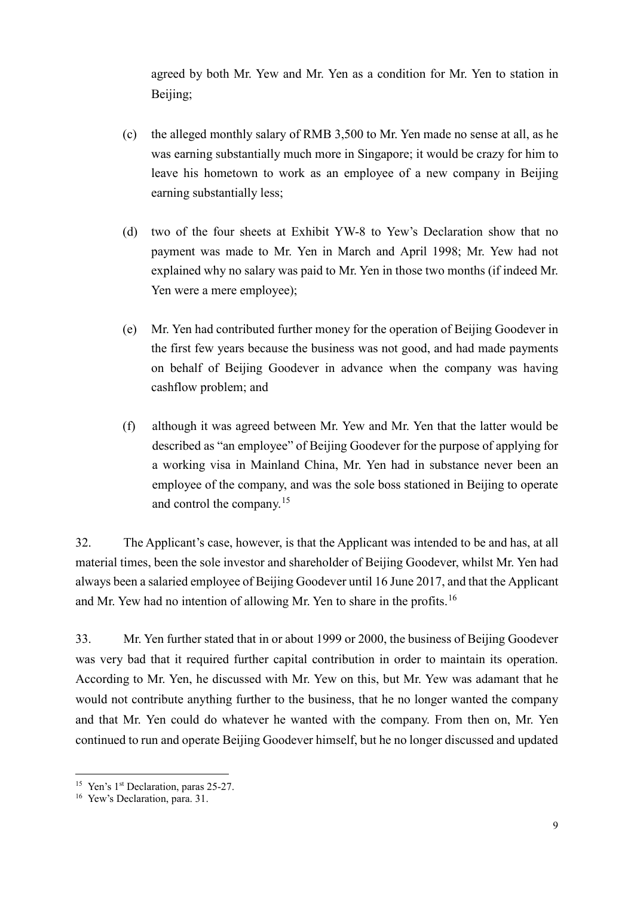agreed by both Mr. Yew and Mr. Yen as a condition for Mr. Yen to station in Beijing;

(c) the alleged monthly salary of RMB 3,500 to Mr. Yen made no sense at all, as he was earning substantially much more in Singapore; it would be crazy for him to leave his hometown to work as an employee of a new company in Beijing earning substantially less;

(d) two of the four sheets at Exhibit YW-8 to Yew's Declaration show that no payment was made to Mr. Yen in March and April 1998; Mr. Yew had not explained why no salary was paid to Mr. Yen in those two months (if indeed Mr. Yen were a mere employee);

(e) Mr. Yen had contributed further money for the operation of Beijing Goodever in the first few years because the business was not good, and had made payments on behalf of Beijing Goodever in advance when the company was having cashflow problem; and

(f) although it was agreed between Mr. Yew and Mr. Yen that the latter would be described as "an employee" of Beijing Goodever for the purpose of applying for a working visa in Mainland China, Mr. Yen had in substance never been an employee of the company, and was the sole boss stationed in Beijing to operate and control the company.[15]

32. The Applicant's case, however, is that the Applicant was intended to be and has, at all material times, been the sole investor and shareholder of Beijing Goodever, whilst Mr. Yen had always been a salaried employee of Beijing Goodever until 16 June 2017, and that the Applicant and Mr. Yew had no intention of allowing Mr. Yen to share in the profits.[16]

33. Mr. Yen further stated that in or about 1999 or 2000, the business of Beijing Goodever was very bad that it required further capital contribution in order to maintain its operation. According to Mr. Yen, he discussed with Mr. Yew on this, but Mr. Yew was adamant that he would not contribute anything further to the business, that he no longer wanted the company and that Mr. Yen could do whatever he wanted with the company. From then on, Mr. Yen continued to run and operate Beijing Goodever himself, but he no longer discussed and updated

---

[15] Yen's 1st Declaration, paras 25-27.

[16] Yew's Declaration, para. 31.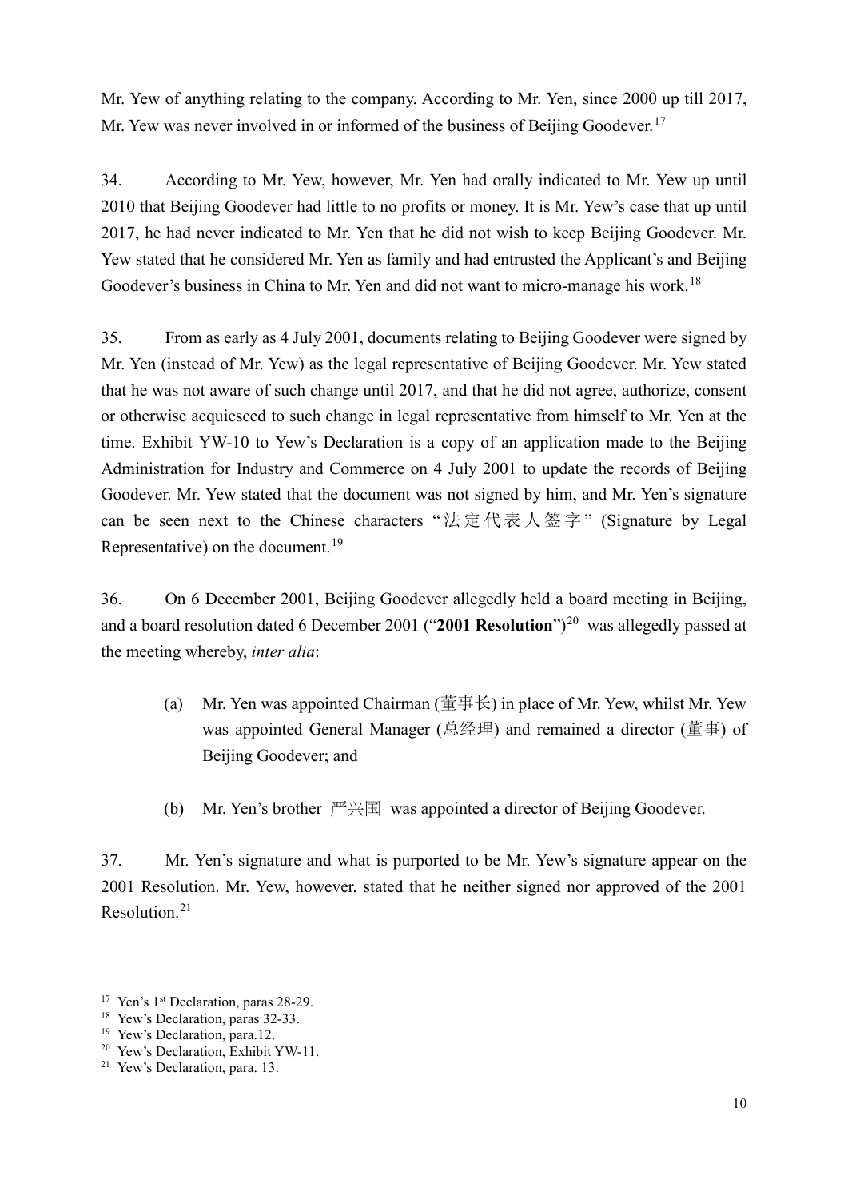Mr. Yew of anything relating to the company. According to Mr. Yen, since 2000 up till 2017, Mr. Yew was never involved in or informed of the business of Beijing Goodever.[17]

34. According to Mr. Yew, however, Mr. Yen had orally indicated to Mr. Yew up until 2010 that Beijing Goodever had little to no profits or money. It is Mr. Yew's case that up until 2017, he had never indicated to Mr. Yen that he did not wish to keep Beijing Goodever. Mr. Yew stated that he considered Mr. Yen as family and had entrusted the Applicant's and Beijing Goodever's business in China to Mr. Yen and did not want to micro-manage his work.[18]

35. From as early as 4 July 2001, documents relating to Beijing Goodever were signed by Mr. Yen (instead of Mr. Yew) as the legal representative of Beijing Goodever. Mr. Yew stated that he was not aware of such change until 2017, and that he did not agree, authorize, consent or otherwise acquiesced to such change in legal representative from himself to Mr. Yen at the time. Exhibit YW-10 to Yew's Declaration is a copy of an application made to the Beijing Administration for Industry and Commerce on 4 July 2001 to update the records of Beijing Goodever. Mr. Yew stated that the document was not signed by him, and Mr. Yen's signature can be seen next to the Chinese characters "法定代表人签字" (Signature by Legal Representative) on the document.[19]

36. On 6 December 2001, Beijing Goodever allegedly held a board meeting in Beijing, and a board resolution dated 6 December 2001 ("**2001 Resolution**")[20] was allegedly passed at the meeting whereby, *inter alia*:

(a) Mr. Yen was appointed Chairman (董事长) in place of Mr. Yew, whilst Mr. Yew was appointed General Manager (总经理) and remained a director (董事) of Beijing Goodever; and

(b) Mr. Yen's brother 严兴国 was appointed a director of Beijing Goodever.

37. Mr. Yen's signature and what is purported to be Mr. Yew's signature appear on the 2001 Resolution. Mr. Yew, however, stated that he neither signed nor approved of the 2001 Resolution.[21]

---

[17] Yen's 1st Declaration, paras 28-29.

[18] Yew's Declaration, paras 32-33.

[19] Yew's Declaration, para.12.

[20] Yew's Declaration, Exhibit YW-11.

[21] Yew's Declaration, para. 13.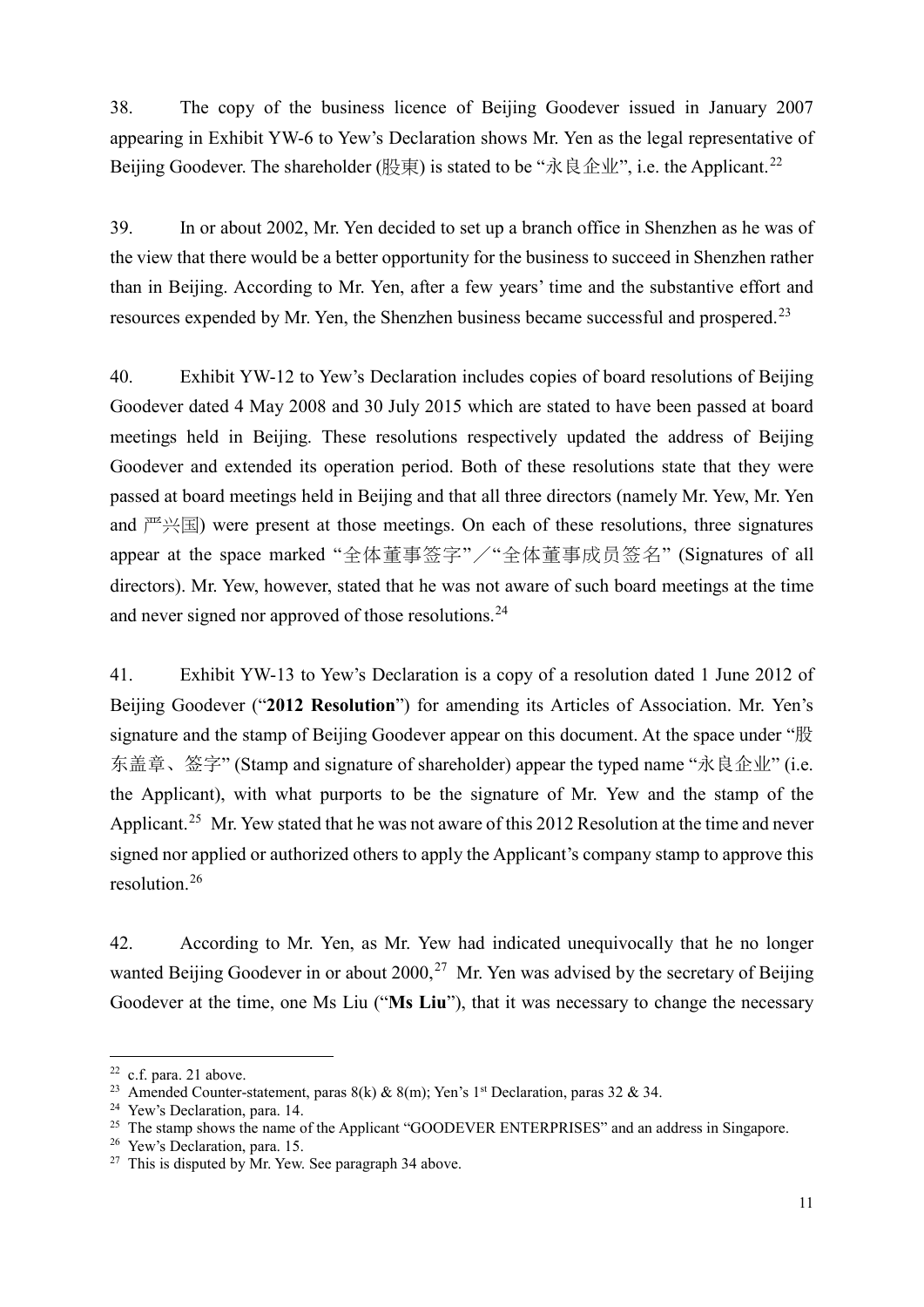38. The copy of the business licence of Beijing Goodever issued in January 2007 appearing in Exhibit YW-6 to Yew's Declaration shows Mr. Yen as the legal representative of Beijing Goodever. The shareholder (股東) is stated to be "永良企业", i.e. the Applicant.[22]

39. In or about 2002, Mr. Yen decided to set up a branch office in Shenzhen as he was of the view that there would be a better opportunity for the business to succeed in Shenzhen rather than in Beijing. According to Mr. Yen, after a few years' time and the substantive effort and resources expended by Mr. Yen, the Shenzhen business became successful and prospered.[23]

40. Exhibit YW-12 to Yew's Declaration includes copies of board resolutions of Beijing Goodever dated 4 May 2008 and 30 July 2015 which are stated to have been passed at board meetings held in Beijing. These resolutions respectively updated the address of Beijing Goodever and extended its operation period. Both of these resolutions state that they were passed at board meetings held in Beijing and that all three directors (namely Mr. Yew, Mr. Yen and 严兴国) were present at those meetings. On each of these resolutions, three signatures appear at the space marked "全体董事签字"／"全体董事成员签名" (Signatures of all directors). Mr. Yew, however, stated that he was not aware of such board meetings at the time and never signed nor approved of those resolutions.[24]

41. Exhibit YW-13 to Yew's Declaration is a copy of a resolution dated 1 June 2012 of Beijing Goodever ("**2012 Resolution**") for amending its Articles of Association. Mr. Yen's signature and the stamp of Beijing Goodever appear on this document. At the space under "股东盖章、签字" (Stamp and signature of shareholder) appear the typed name "永良企业" (i.e. the Applicant), with what purports to be the signature of Mr. Yew and the stamp of the Applicant.[25] Mr. Yew stated that he was not aware of this 2012 Resolution at the time and never signed nor applied or authorized others to apply the Applicant's company stamp to approve this resolution.[26]

42. According to Mr. Yen, as Mr. Yew had indicated unequivocally that he no longer wanted Beijing Goodever in or about 2000,[27] Mr. Yen was advised by the secretary of Beijing Goodever at the time, one Ms Liu ("**Ms Liu**"), that it was necessary to change the necessary

---

[22] c.f. para. 21 above.

[23] Amended Counter-statement, paras 8(k) & 8(m); Yen's 1st Declaration, paras 32 & 34.

[24] Yew's Declaration, para. 14.

[25] The stamp shows the name of the Applicant "GOODEVER ENTERPRISES" and an address in Singapore.

[26] Yew's Declaration, para. 15.

[27] This is disputed by Mr. Yew. See paragraph 34 above.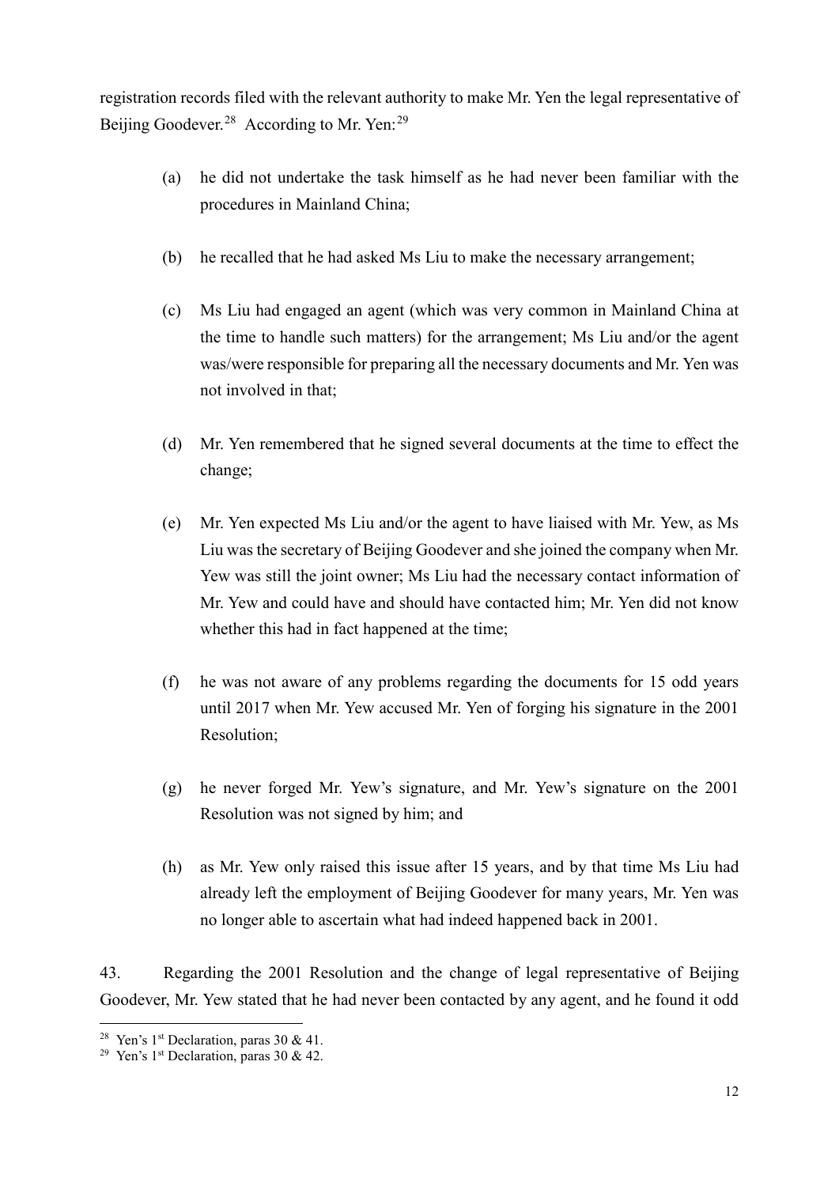registration records filed with the relevant authority to make Mr. Yen the legal representative of Beijing Goodever.[28] According to Mr. Yen:[29]

(a) he did not undertake the task himself as he had never been familiar with the procedures in Mainland China;

(b) he recalled that he had asked Ms Liu to make the necessary arrangement;

(c) Ms Liu had engaged an agent (which was very common in Mainland China at the time to handle such matters) for the arrangement; Ms Liu and/or the agent was/were responsible for preparing all the necessary documents and Mr. Yen was not involved in that;

(d) Mr. Yen remembered that he signed several documents at the time to effect the change;

(e) Mr. Yen expected Ms Liu and/or the agent to have liaised with Mr. Yew, as Ms Liu was the secretary of Beijing Goodever and she joined the company when Mr. Yew was still the joint owner; Ms Liu had the necessary contact information of Mr. Yew and could have and should have contacted him; Mr. Yen did not know whether this had in fact happened at the time;

(f) he was not aware of any problems regarding the documents for 15 odd years until 2017 when Mr. Yew accused Mr. Yen of forging his signature in the 2001 Resolution;

(g) he never forged Mr. Yew's signature, and Mr. Yew's signature on the 2001 Resolution was not signed by him; and

(h) as Mr. Yew only raised this issue after 15 years, and by that time Ms Liu had already left the employment of Beijing Goodever for many years, Mr. Yen was no longer able to ascertain what had indeed happened back in 2001.

43. Regarding the 2001 Resolution and the change of legal representative of Beijing Goodever, Mr. Yew stated that he had never been contacted by any agent, and he found it odd

---

[28] Yen's 1st Declaration, paras 30 & 41.

[29] Yen's 1st Declaration, paras 30 & 42.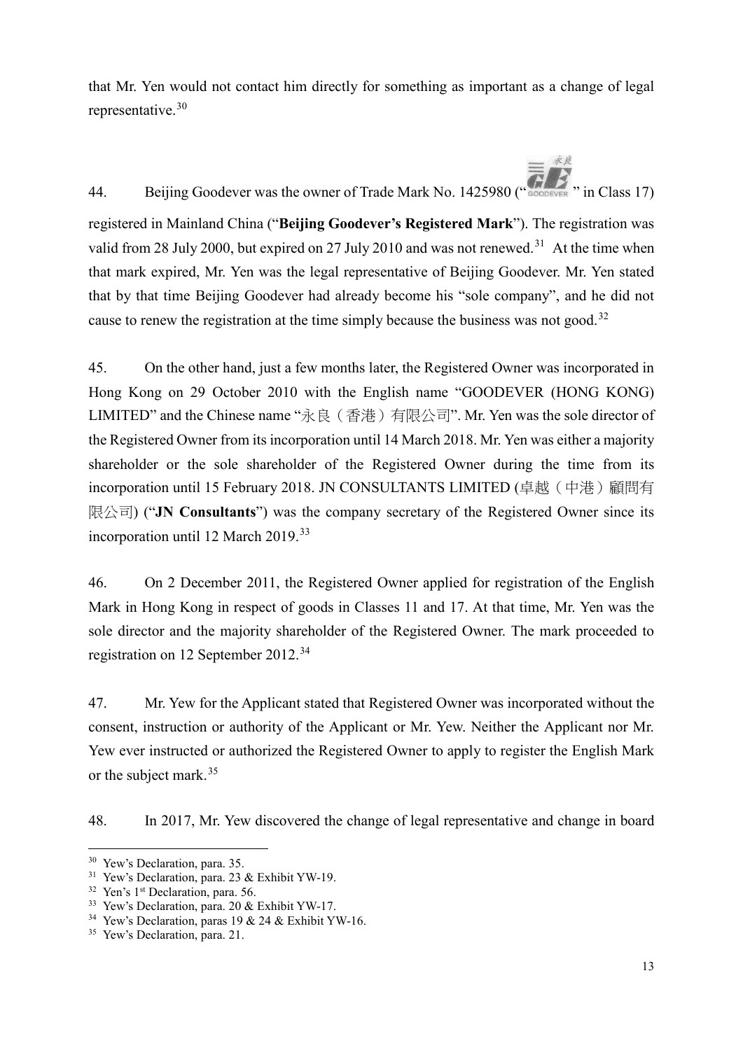that Mr. Yen would not contact him directly for something as important as a change of legal representative.[30]

44. Beijing Goodever was the owner of Trade Mark No. 1425980 (" " in Class 17) registered in Mainland China ("**Beijing Goodever's Registered Mark**"). The registration was valid from 28 July 2000, but expired on 27 July 2010 and was not renewed.[31] At the time when that mark expired, Mr. Yen was the legal representative of Beijing Goodever. Mr. Yen stated that by that time Beijing Goodever had already become his "sole company", and he did not cause to renew the registration at the time simply because the business was not good.[32]

45. On the other hand, just a few months later, the Registered Owner was incorporated in Hong Kong on 29 October 2010 with the English name "GOODEVER (HONG KONG) LIMITED" and the Chinese name "永良（香港）有限公司". Mr. Yen was the sole director of the Registered Owner from its incorporation until 14 March 2018. Mr. Yen was either a majority shareholder or the sole shareholder of the Registered Owner during the time from its incorporation until 15 February 2018. JN CONSULTANTS LIMITED (卓越（中港）顧問有限公司) ("**JN Consultants**") was the company secretary of the Registered Owner since its incorporation until 12 March 2019.[33]

46. On 2 December 2011, the Registered Owner applied for registration of the English Mark in Hong Kong in respect of goods in Classes 11 and 17. At that time, Mr. Yen was the sole director and the majority shareholder of the Registered Owner. The mark proceeded to registration on 12 September 2012.[34]

47. Mr. Yew for the Applicant stated that Registered Owner was incorporated without the consent, instruction or authority of the Applicant or Mr. Yew. Neither the Applicant nor Mr. Yew ever instructed or authorized the Registered Owner to apply to register the English Mark or the subject mark.[35]

48. In 2017, Mr. Yew discovered the change of legal representative and change in board

---

[30] Yew's Declaration, para. 35.
[31] Yew's Declaration, para. 23 & Exhibit YW-19.
[32] Yen's 1st Declaration, para. 56.
[33] Yew's Declaration, para. 20 & Exhibit YW-17.
[34] Yew's Declaration, paras 19 & 24 & Exhibit YW-16.
[35] Yew's Declaration, para. 21.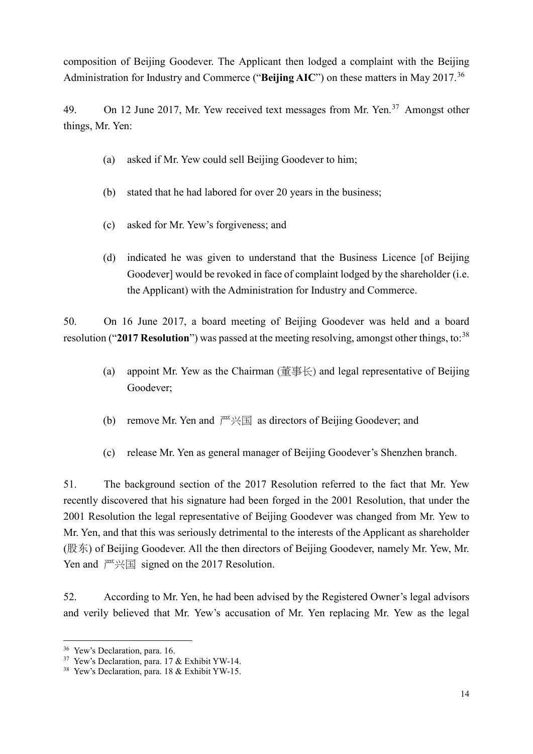composition of Beijing Goodever. The Applicant then lodged a complaint with the Beijing Administration for Industry and Commerce ("**Beijing AIC**") on these matters in May 2017.[36]

49. On 12 June 2017, Mr. Yew received text messages from Mr. Yen.[37] Amongst other things, Mr. Yen:

(a) asked if Mr. Yew could sell Beijing Goodever to him;

(b) stated that he had labored for over 20 years in the business;

(c) asked for Mr. Yew's forgiveness; and

(d) indicated he was given to understand that the Business Licence [of Beijing Goodever] would be revoked in face of complaint lodged by the shareholder (i.e. the Applicant) with the Administration for Industry and Commerce.

50. On 16 June 2017, a board meeting of Beijing Goodever was held and a board resolution ("**2017 Resolution**") was passed at the meeting resolving, amongst other things, to:[38]

(a) appoint Mr. Yew as the Chairman (董事长) and legal representative of Beijing Goodever;

(b) remove Mr. Yen and 严兴国 as directors of Beijing Goodever; and

(c) release Mr. Yen as general manager of Beijing Goodever's Shenzhen branch.

51. The background section of the 2017 Resolution referred to the fact that Mr. Yew recently discovered that his signature had been forged in the 2001 Resolution, that under the 2001 Resolution the legal representative of Beijing Goodever was changed from Mr. Yew to Mr. Yen, and that this was seriously detrimental to the interests of the Applicant as shareholder (股东) of Beijing Goodever. All the then directors of Beijing Goodever, namely Mr. Yew, Mr. Yen and 严兴国 signed on the 2017 Resolution.

52. According to Mr. Yen, he had been advised by the Registered Owner's legal advisors and verily believed that Mr. Yew's accusation of Mr. Yen replacing Mr. Yew as the legal

---

[36] Yew's Declaration, para. 16.

[37] Yew's Declaration, para. 17 & Exhibit YW-14.

[38] Yew's Declaration, para. 18 & Exhibit YW-15.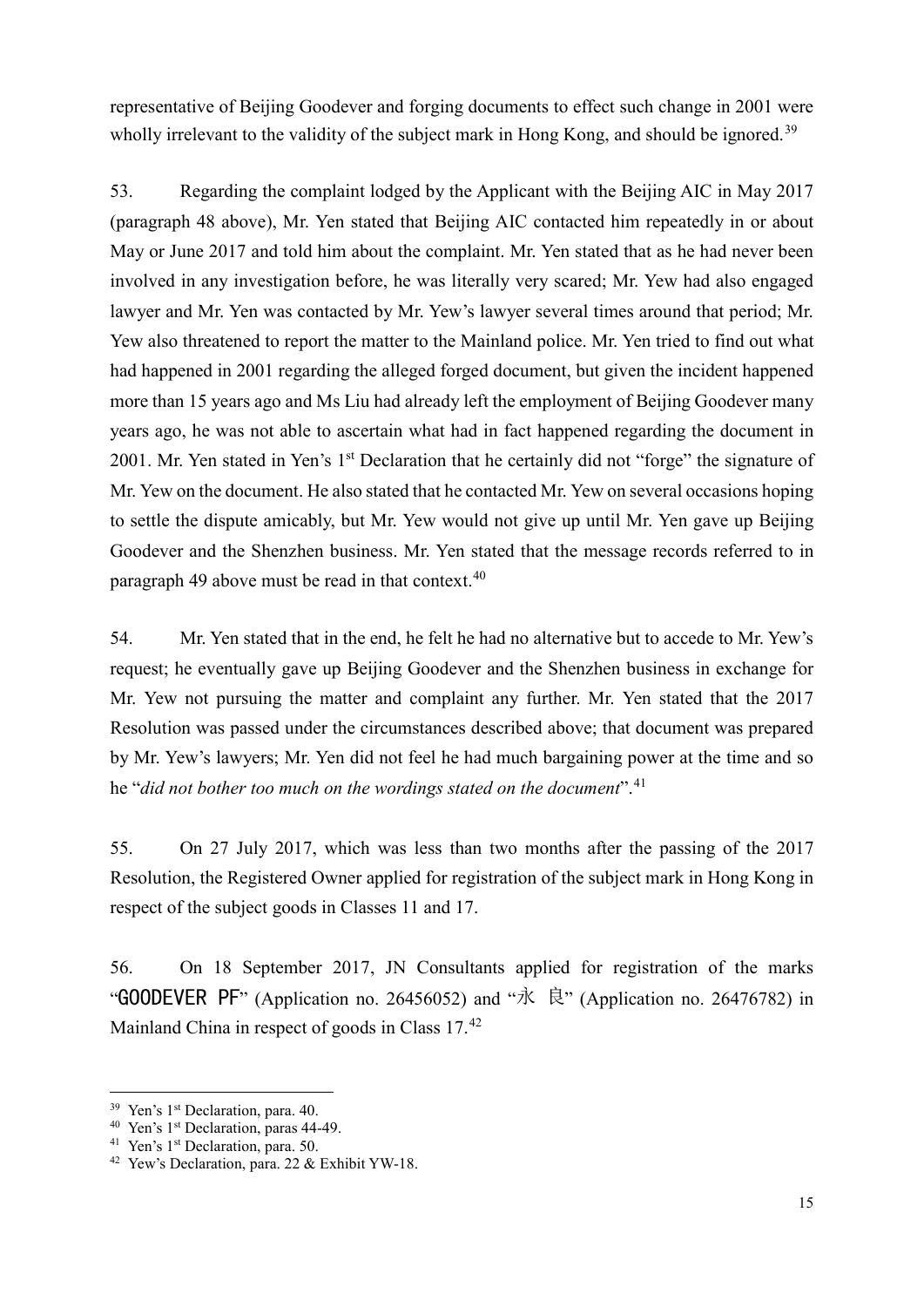representative of Beijing Goodever and forging documents to effect such change in 2001 were wholly irrelevant to the validity of the subject mark in Hong Kong, and should be ignored.[39]

53. Regarding the complaint lodged by the Applicant with the Beijing AIC in May 2017 (paragraph 48 above), Mr. Yen stated that Beijing AIC contacted him repeatedly in or about May or June 2017 and told him about the complaint. Mr. Yen stated that as he had never been involved in any investigation before, he was literally very scared; Mr. Yew had also engaged lawyer and Mr. Yen was contacted by Mr. Yew's lawyer several times around that period; Mr. Yew also threatened to report the matter to the Mainland police. Mr. Yen tried to find out what had happened in 2001 regarding the alleged forged document, but given the incident happened more than 15 years ago and Ms Liu had already left the employment of Beijing Goodever many years ago, he was not able to ascertain what had in fact happened regarding the document in 2001. Mr. Yen stated in Yen's 1st Declaration that he certainly did not "forge" the signature of Mr. Yew on the document. He also stated that he contacted Mr. Yew on several occasions hoping to settle the dispute amicably, but Mr. Yew would not give up until Mr. Yen gave up Beijing Goodever and the Shenzhen business. Mr. Yen stated that the message records referred to in paragraph 49 above must be read in that context.[40]

54. Mr. Yen stated that in the end, he felt he had no alternative but to accede to Mr. Yew's request; he eventually gave up Beijing Goodever and the Shenzhen business in exchange for Mr. Yew not pursuing the matter and complaint any further. Mr. Yen stated that the 2017 Resolution was passed under the circumstances described above; that document was prepared by Mr. Yew's lawyers; Mr. Yen did not feel he had much bargaining power at the time and so he "*did not bother too much on the wordings stated on the document*".[41]

55. On 27 July 2017, which was less than two months after the passing of the 2017 Resolution, the Registered Owner applied for registration of the subject mark in Hong Kong in respect of the subject goods in Classes 11 and 17.

56. On 18 September 2017, JN Consultants applied for registration of the marks "GOODEVER PF" (Application no. 26456052) and "永 良" (Application no. 26476782) in Mainland China in respect of goods in Class 17.[42]

---

[39] Yen's 1st Declaration, para. 40.

[40] Yen's 1st Declaration, paras 44-49.

[41] Yen's 1st Declaration, para. 50.

[42] Yew's Declaration, para. 22 & Exhibit YW-18.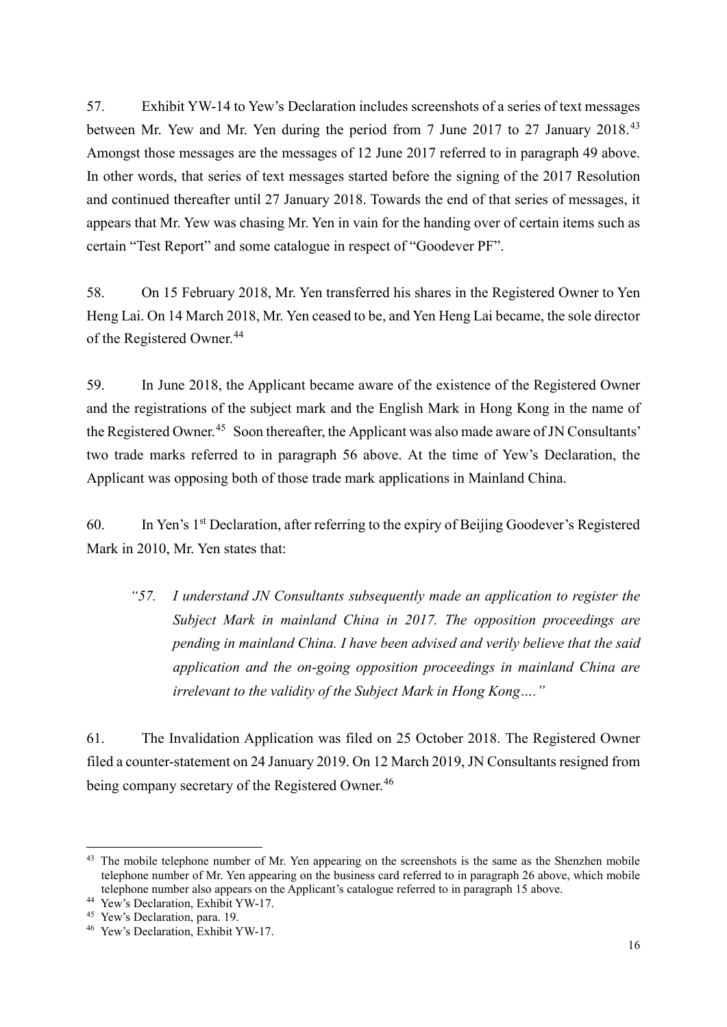57. Exhibit YW-14 to Yew's Declaration includes screenshots of a series of text messages between Mr. Yew and Mr. Yen during the period from 7 June 2017 to 27 January 2018.[43] Amongst those messages are the messages of 12 June 2017 referred to in paragraph 49 above. In other words, that series of text messages started before the signing of the 2017 Resolution and continued thereafter until 27 January 2018. Towards the end of that series of messages, it appears that Mr. Yew was chasing Mr. Yen in vain for the handing over of certain items such as certain "Test Report" and some catalogue in respect of "Goodever PF".

58. On 15 February 2018, Mr. Yen transferred his shares in the Registered Owner to Yen Heng Lai. On 14 March 2018, Mr. Yen ceased to be, and Yen Heng Lai became, the sole director of the Registered Owner.[44]

59. In June 2018, the Applicant became aware of the existence of the Registered Owner and the registrations of the subject mark and the English Mark in Hong Kong in the name of the Registered Owner.[45] Soon thereafter, the Applicant was also made aware of JN Consultants' two trade marks referred to in paragraph 56 above. At the time of Yew's Declaration, the Applicant was opposing both of those trade mark applications in Mainland China.

60. In Yen's 1st Declaration, after referring to the expiry of Beijing Goodever's Registered Mark in 2010, Mr. Yen states that:

> *"57. I understand JN Consultants subsequently made an application to register the Subject Mark in mainland China in 2017. The opposition proceedings are pending in mainland China. I have been advised and verily believe that the said application and the on-going opposition proceedings in mainland China are irrelevant to the validity of the Subject Mark in Hong Kong…."*

61. The Invalidation Application was filed on 25 October 2018. The Registered Owner filed a counter-statement on 24 January 2019. On 12 March 2019, JN Consultants resigned from being company secretary of the Registered Owner.[46]

---

[43] The mobile telephone number of Mr. Yen appearing on the screenshots is the same as the Shenzhen mobile telephone number of Mr. Yen appearing on the business card referred to in paragraph 26 above, which mobile telephone number also appears on the Applicant's catalogue referred to in paragraph 15 above.

[44] Yew's Declaration, Exhibit YW-17.

[45] Yew's Declaration, para. 19.

[46] Yew's Declaration, Exhibit YW-17.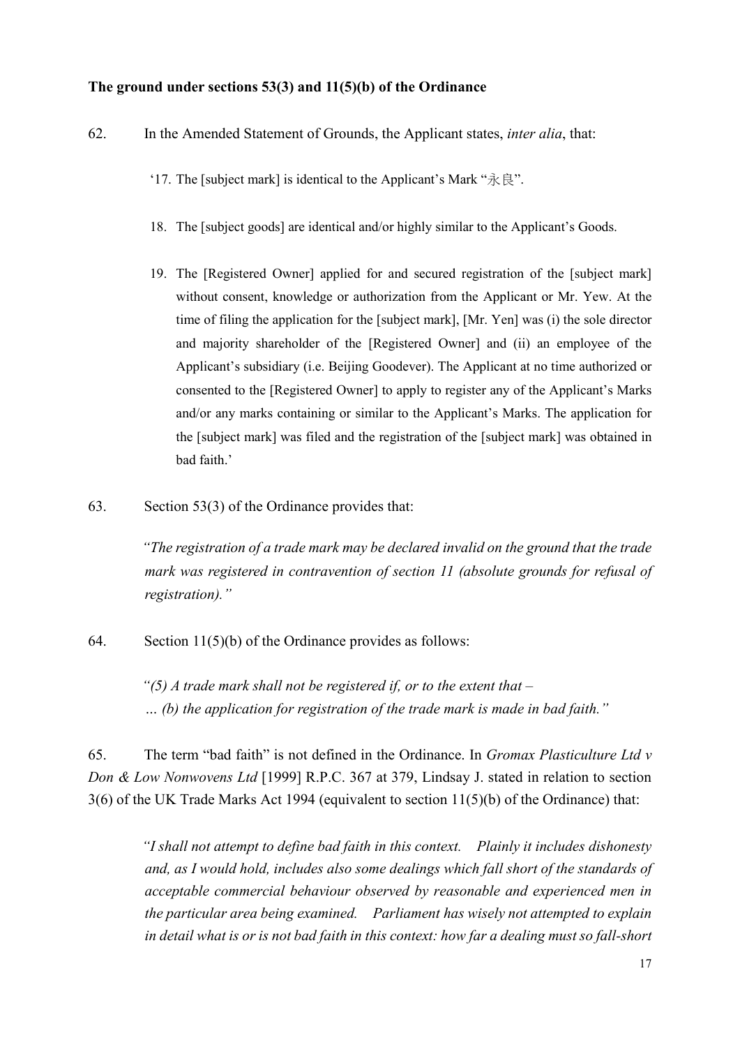**The ground under sections 53(3) and 11(5)(b) of the Ordinance**

62. In the Amended Statement of Grounds, the Applicant states, *inter alia*, that:

> '17. The [subject mark] is identical to the Applicant's Mark "永良".
>
> 18. The [subject goods] are identical and/or highly similar to the Applicant's Goods.
>
> 19. The [Registered Owner] applied for and secured registration of the [subject mark] without consent, knowledge or authorization from the Applicant or Mr. Yew. At the time of filing the application for the [subject mark], [Mr. Yen] was (i) the sole director and majority shareholder of the [Registered Owner] and (ii) an employee of the Applicant's subsidiary (i.e. Beijing Goodever). The Applicant at no time authorized or consented to the [Registered Owner] to apply to register any of the Applicant's Marks and/or any marks containing or similar to the Applicant's Marks. The application for the [subject mark] was filed and the registration of the [subject mark] was obtained in bad faith.'

63. Section 53(3) of the Ordinance provides that:

> *"The registration of a trade mark may be declared invalid on the ground that the trade mark was registered in contravention of section 11 (absolute grounds for refusal of registration)."*

64. Section 11(5)(b) of the Ordinance provides as follows:

> *"(5) A trade mark shall not be registered if, or to the extent that –*
> *… (b) the application for registration of the trade mark is made in bad faith."*

65. The term "bad faith" is not defined in the Ordinance. In *Gromax Plasticulture Ltd v Don & Low Nonwovens Ltd* [1999] R.P.C. 367 at 379, Lindsay J. stated in relation to section 3(6) of the UK Trade Marks Act 1994 (equivalent to section 11(5)(b) of the Ordinance) that:

> *"I shall not attempt to define bad faith in this context. Plainly it includes dishonesty and, as I would hold, includes also some dealings which fall short of the standards of acceptable commercial behaviour observed by reasonable and experienced men in the particular area being examined. Parliament has wisely not attempted to explain in detail what is or is not bad faith in this context: how far a dealing must so fall-short*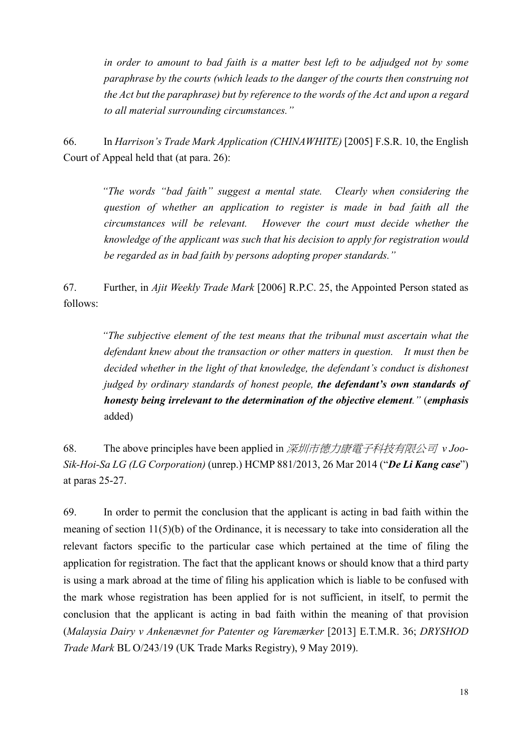*in order to amount to bad faith is a matter best left to be adjudged not by some paraphrase by the courts (which leads to the danger of the courts then construing not the Act but the paraphrase) but by reference to the words of the Act and upon a regard to all material surrounding circumstances."*

66. In *Harrison's Trade Mark Application (CHINAWHITE)* [2005] F.S.R. 10, the English Court of Appeal held that (at para. 26):

> *"The words "bad faith" suggest a mental state. Clearly when considering the question of whether an application to register is made in bad faith all the circumstances will be relevant. However the court must decide whether the knowledge of the applicant was such that his decision to apply for registration would be regarded as in bad faith by persons adopting proper standards."*

67. Further, in *Ajit Weekly Trade Mark* [2006] R.P.C. 25, the Appointed Person stated as follows:

> *"The subjective element of the test means that the tribunal must ascertain what the defendant knew about the transaction or other matters in question. It must then be decided whether in the light of that knowledge, the defendant's conduct is dishonest judged by ordinary standards of honest people,* ***the defendant's own standards of honesty being irrelevant to the determination of the objective element****."* (***emphasis*** added)

68. The above principles have been applied in *深圳市德力康電子科技有限公司 v Joo-Sik-Hoi-Sa LG (LG Corporation)* (unrep.) HCMP 881/2013, 26 Mar 2014 ("***De Li Kang case***") at paras 25-27.

69. In order to permit the conclusion that the applicant is acting in bad faith within the meaning of section 11(5)(b) of the Ordinance, it is necessary to take into consideration all the relevant factors specific to the particular case which pertained at the time of filing the application for registration. The fact that the applicant knows or should know that a third party is using a mark abroad at the time of filing his application which is liable to be confused with the mark whose registration has been applied for is not sufficient, in itself, to permit the conclusion that the applicant is acting in bad faith within the meaning of that provision (*Malaysia Dairy v Ankenævnet for Patenter og Varemærker* [2013] E.T.M.R. 36; *DRYSHOD Trade Mark* BL O/243/19 (UK Trade Marks Registry), 9 May 2019).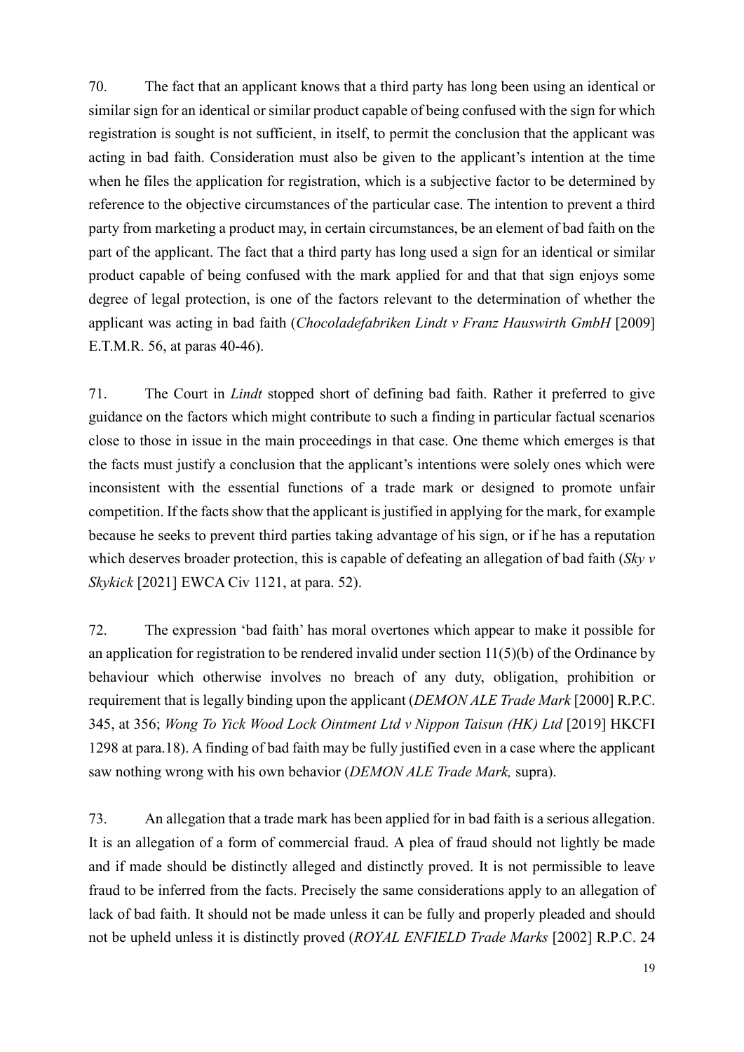70. The fact that an applicant knows that a third party has long been using an identical or similar sign for an identical or similar product capable of being confused with the sign for which registration is sought is not sufficient, in itself, to permit the conclusion that the applicant was acting in bad faith. Consideration must also be given to the applicant's intention at the time when he files the application for registration, which is a subjective factor to be determined by reference to the objective circumstances of the particular case. The intention to prevent a third party from marketing a product may, in certain circumstances, be an element of bad faith on the part of the applicant. The fact that a third party has long used a sign for an identical or similar product capable of being confused with the mark applied for and that that sign enjoys some degree of legal protection, is one of the factors relevant to the determination of whether the applicant was acting in bad faith (*Chocoladefabriken Lindt v Franz Hauswirth GmbH* [2009] E.T.M.R. 56, at paras 40-46).

71. The Court in *Lindt* stopped short of defining bad faith. Rather it preferred to give guidance on the factors which might contribute to such a finding in particular factual scenarios close to those in issue in the main proceedings in that case. One theme which emerges is that the facts must justify a conclusion that the applicant's intentions were solely ones which were inconsistent with the essential functions of a trade mark or designed to promote unfair competition. If the facts show that the applicant is justified in applying for the mark, for example because he seeks to prevent third parties taking advantage of his sign, or if he has a reputation which deserves broader protection, this is capable of defeating an allegation of bad faith (*Sky v Skykick* [2021] EWCA Civ 1121, at para. 52).

72. The expression 'bad faith' has moral overtones which appear to make it possible for an application for registration to be rendered invalid under section 11(5)(b) of the Ordinance by behaviour which otherwise involves no breach of any duty, obligation, prohibition or requirement that is legally binding upon the applicant (*DEMON ALE Trade Mark* [2000] R.P.C. 345, at 356; *Wong To Yick Wood Lock Ointment Ltd v Nippon Taisun (HK) Ltd* [2019] HKCFI 1298 at para.18). A finding of bad faith may be fully justified even in a case where the applicant saw nothing wrong with his own behavior (*DEMON ALE Trade Mark,* supra).

73. An allegation that a trade mark has been applied for in bad faith is a serious allegation. It is an allegation of a form of commercial fraud. A plea of fraud should not lightly be made and if made should be distinctly alleged and distinctly proved. It is not permissible to leave fraud to be inferred from the facts. Precisely the same considerations apply to an allegation of lack of bad faith. It should not be made unless it can be fully and properly pleaded and should not be upheld unless it is distinctly proved (*ROYAL ENFIELD Trade Marks* [2002] R.P.C. 24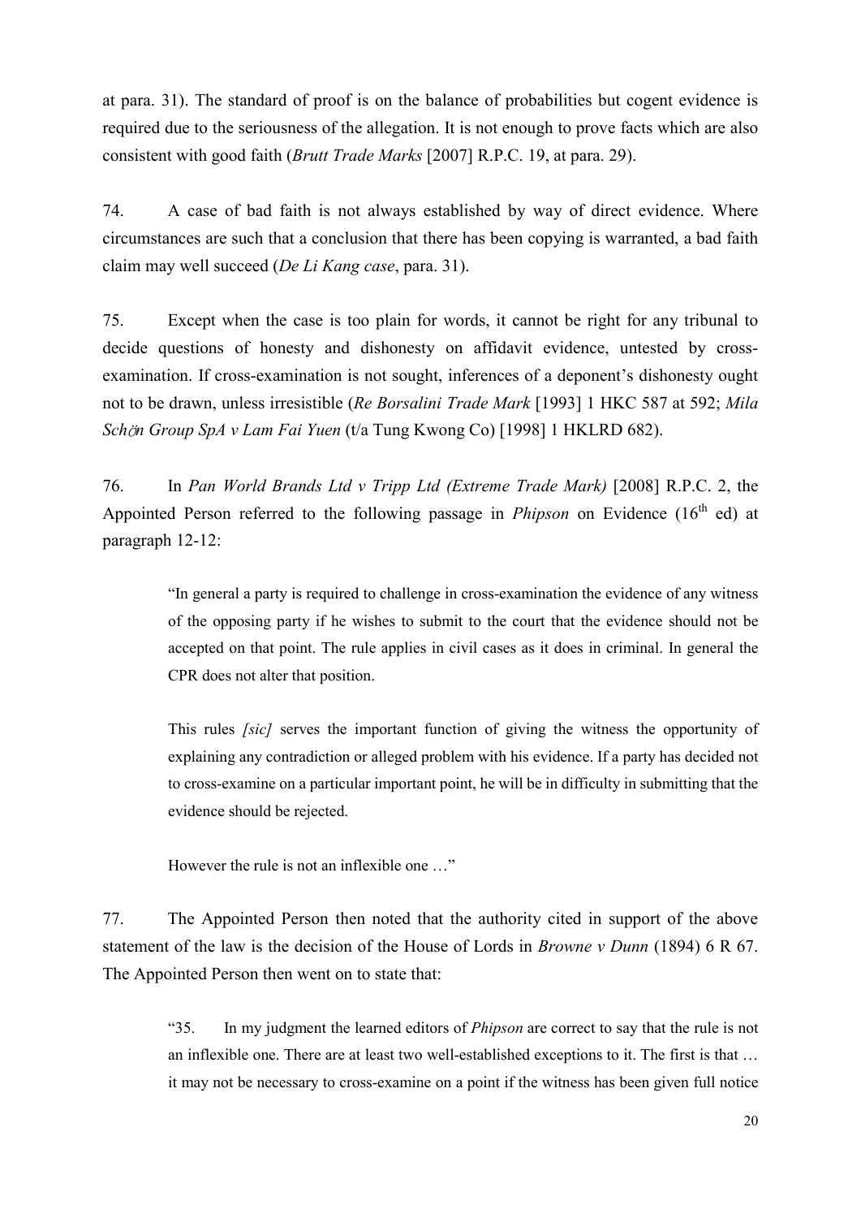at para. 31). The standard of proof is on the balance of probabilities but cogent evidence is required due to the seriousness of the allegation. It is not enough to prove facts which are also consistent with good faith (*Brutt Trade Marks* [2007] R.P.C. 19, at para. 29).

74. A case of bad faith is not always established by way of direct evidence. Where circumstances are such that a conclusion that there has been copying is warranted, a bad faith claim may well succeed (*De Li Kang case*, para. 31).

75. Except when the case is too plain for words, it cannot be right for any tribunal to decide questions of honesty and dishonesty on affidavit evidence, untested by cross-examination. If cross-examination is not sought, inferences of a deponent's dishonesty ought not to be drawn, unless irresistible (*Re Borsalini Trade Mark* [1993] 1 HKC 587 at 592; *Mila Schön Group SpA v Lam Fai Yuen* (t/a Tung Kwong Co) [1998] 1 HKLRD 682).

76. In *Pan World Brands Ltd v Tripp Ltd (Extreme Trade Mark)* [2008] R.P.C. 2, the Appointed Person referred to the following passage in *Phipson* on Evidence (16th ed) at paragraph 12-12:

> "In general a party is required to challenge in cross-examination the evidence of any witness of the opposing party if he wishes to submit to the court that the evidence should not be accepted on that point. The rule applies in civil cases as it does in criminal. In general the CPR does not alter that position.
>
> This rules *[sic]* serves the important function of giving the witness the opportunity of explaining any contradiction or alleged problem with his evidence. If a party has decided not to cross-examine on a particular important point, he will be in difficulty in submitting that the evidence should be rejected.
>
> However the rule is not an inflexible one …"

77. The Appointed Person then noted that the authority cited in support of the above statement of the law is the decision of the House of Lords in *Browne v Dunn* (1894) 6 R 67. The Appointed Person then went on to state that:

> "35. In my judgment the learned editors of *Phipson* are correct to say that the rule is not an inflexible one. There are at least two well-established exceptions to it. The first is that … it may not be necessary to cross-examine on a point if the witness has been given full notice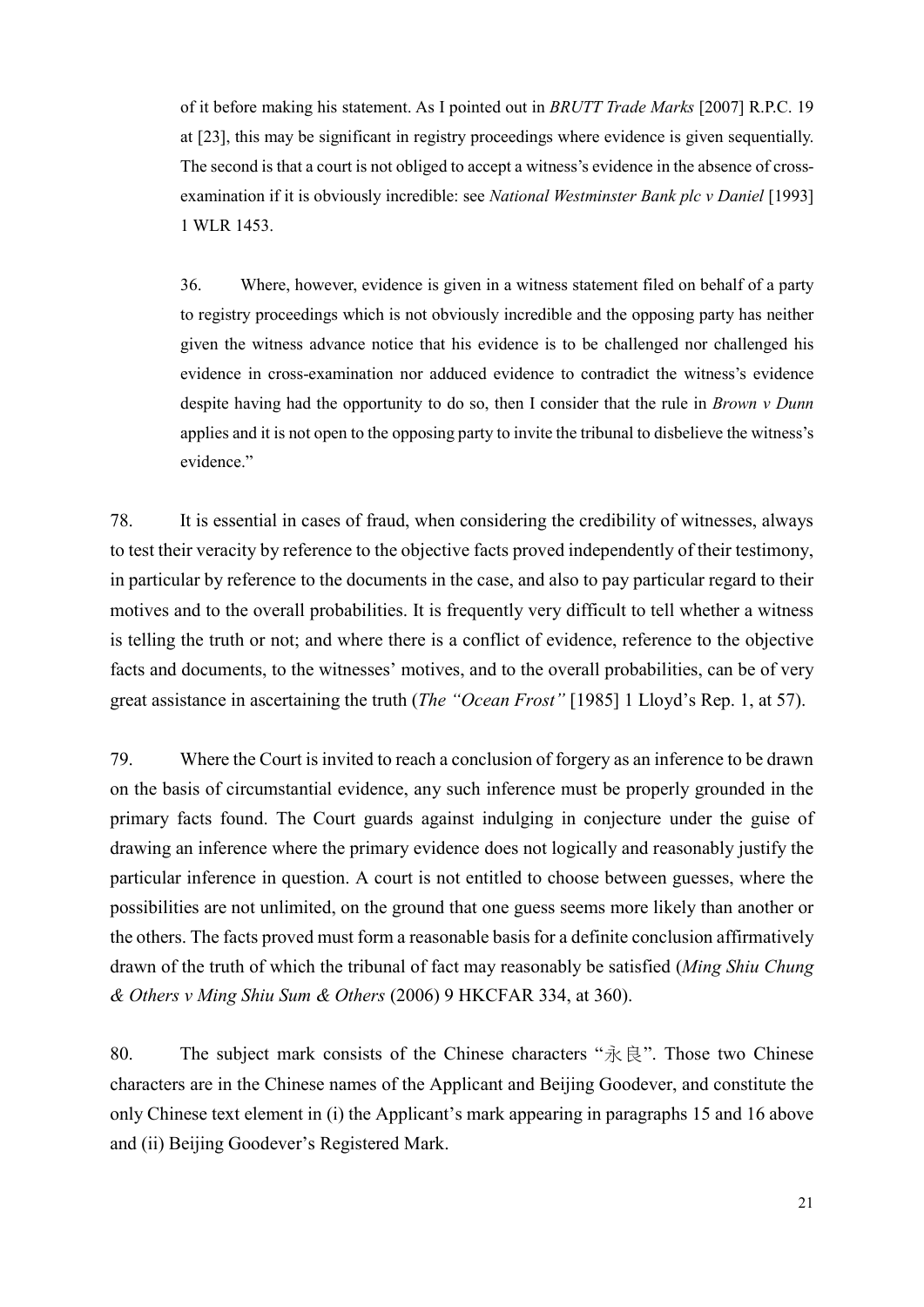> of it before making his statement. As I pointed out in *BRUTT Trade Marks* [2007] R.P.C. 19 at [23], this may be significant in registry proceedings where evidence is given sequentially. The second is that a court is not obliged to accept a witness's evidence in the absence of cross-examination if it is obviously incredible: see *National Westminster Bank plc v Daniel* [1993] 1 WLR 1453.
>
> 36. Where, however, evidence is given in a witness statement filed on behalf of a party to registry proceedings which is not obviously incredible and the opposing party has neither given the witness advance notice that his evidence is to be challenged nor challenged his evidence in cross-examination nor adduced evidence to contradict the witness's evidence despite having had the opportunity to do so, then I consider that the rule in *Brown v Dunn* applies and it is not open to the opposing party to invite the tribunal to disbelieve the witness's evidence."

78. It is essential in cases of fraud, when considering the credibility of witnesses, always to test their veracity by reference to the objective facts proved independently of their testimony, in particular by reference to the documents in the case, and also to pay particular regard to their motives and to the overall probabilities. It is frequently very difficult to tell whether a witness is telling the truth or not; and where there is a conflict of evidence, reference to the objective facts and documents, to the witnesses' motives, and to the overall probabilities, can be of very great assistance in ascertaining the truth (*The "Ocean Frost"* [1985] 1 Lloyd's Rep. 1, at 57).

79. Where the Court is invited to reach a conclusion of forgery as an inference to be drawn on the basis of circumstantial evidence, any such inference must be properly grounded in the primary facts found. The Court guards against indulging in conjecture under the guise of drawing an inference where the primary evidence does not logically and reasonably justify the particular inference in question. A court is not entitled to choose between guesses, where the possibilities are not unlimited, on the ground that one guess seems more likely than another or the others. The facts proved must form a reasonable basis for a definite conclusion affirmatively drawn of the truth of which the tribunal of fact may reasonably be satisfied (*Ming Shiu Chung & Others v Ming Shiu Sum & Others* (2006) 9 HKCFAR 334, at 360).

80. The subject mark consists of the Chinese characters "永良". Those two Chinese characters are in the Chinese names of the Applicant and Beijing Goodever, and constitute the only Chinese text element in (i) the Applicant's mark appearing in paragraphs 15 and 16 above and (ii) Beijing Goodever's Registered Mark.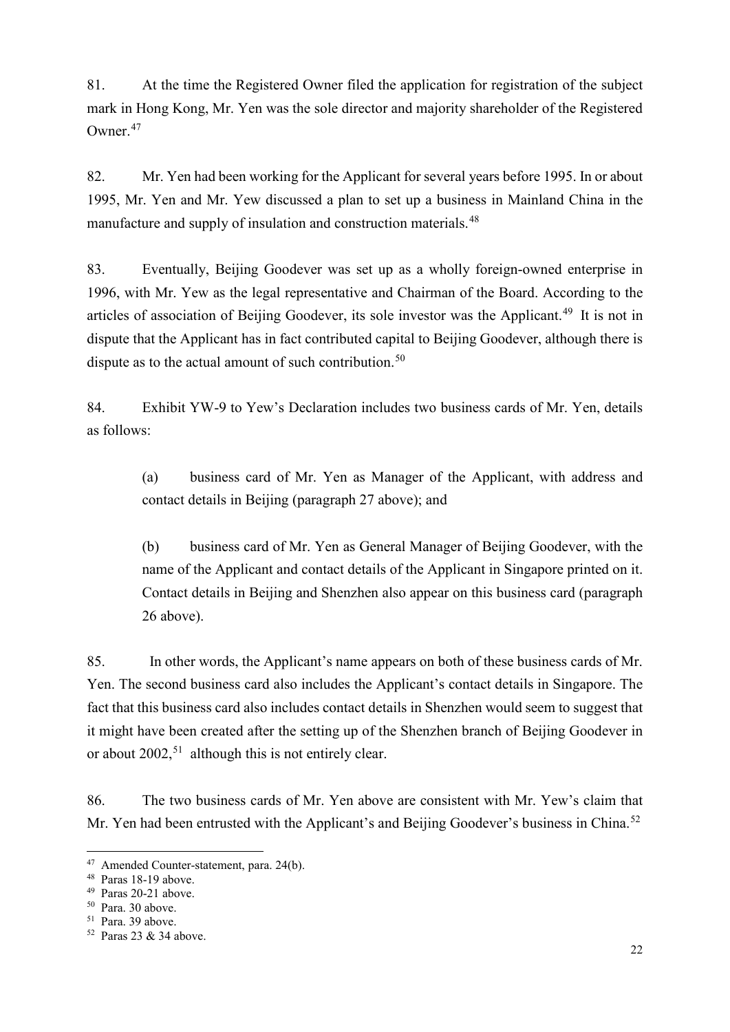81. At the time the Registered Owner filed the application for registration of the subject mark in Hong Kong, Mr. Yen was the sole director and majority shareholder of the Registered Owner.[47]

82. Mr. Yen had been working for the Applicant for several years before 1995. In or about 1995, Mr. Yen and Mr. Yew discussed a plan to set up a business in Mainland China in the manufacture and supply of insulation and construction materials.[48]

83. Eventually, Beijing Goodever was set up as a wholly foreign-owned enterprise in 1996, with Mr. Yew as the legal representative and Chairman of the Board. According to the articles of association of Beijing Goodever, its sole investor was the Applicant.[49] It is not in dispute that the Applicant has in fact contributed capital to Beijing Goodever, although there is dispute as to the actual amount of such contribution.[50]

84. Exhibit YW-9 to Yew's Declaration includes two business cards of Mr. Yen, details as follows:

(a) business card of Mr. Yen as Manager of the Applicant, with address and contact details in Beijing (paragraph 27 above); and

(b) business card of Mr. Yen as General Manager of Beijing Goodever, with the name of the Applicant and contact details of the Applicant in Singapore printed on it. Contact details in Beijing and Shenzhen also appear on this business card (paragraph 26 above).

85. In other words, the Applicant's name appears on both of these business cards of Mr. Yen. The second business card also includes the Applicant's contact details in Singapore. The fact that this business card also includes contact details in Shenzhen would seem to suggest that it might have been created after the setting up of the Shenzhen branch of Beijing Goodever in or about 2002,[51] although this is not entirely clear.

86. The two business cards of Mr. Yen above are consistent with Mr. Yew's claim that Mr. Yen had been entrusted with the Applicant's and Beijing Goodever's business in China.[52]

---

[47] Amended Counter-statement, para. 24(b).

[48] Paras 18-19 above.

[49] Paras 20-21 above.

[50] Para. 30 above.

[51] Para. 39 above.

[52] Paras 23 & 34 above.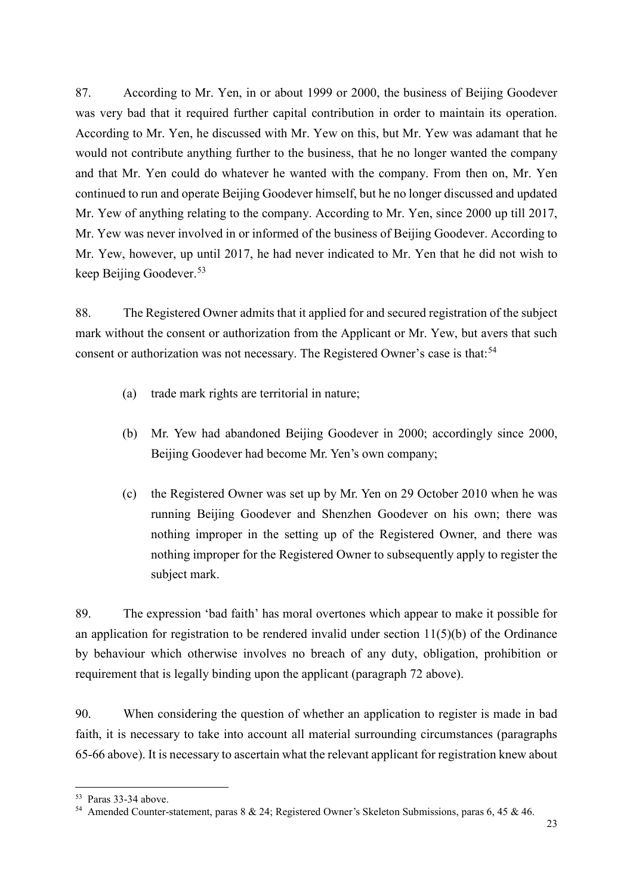87. According to Mr. Yen, in or about 1999 or 2000, the business of Beijing Goodever was very bad that it required further capital contribution in order to maintain its operation. According to Mr. Yen, he discussed with Mr. Yew on this, but Mr. Yew was adamant that he would not contribute anything further to the business, that he no longer wanted the company and that Mr. Yen could do whatever he wanted with the company. From then on, Mr. Yen continued to run and operate Beijing Goodever himself, but he no longer discussed and updated Mr. Yew of anything relating to the company. According to Mr. Yen, since 2000 up till 2017, Mr. Yew was never involved in or informed of the business of Beijing Goodever. According to Mr. Yew, however, up until 2017, he had never indicated to Mr. Yen that he did not wish to keep Beijing Goodever.[53]

88. The Registered Owner admits that it applied for and secured registration of the subject mark without the consent or authorization from the Applicant or Mr. Yew, but avers that such consent or authorization was not necessary. The Registered Owner's case is that:[54]

(a) trade mark rights are territorial in nature;

(b) Mr. Yew had abandoned Beijing Goodever in 2000; accordingly since 2000, Beijing Goodever had become Mr. Yen's own company;

(c) the Registered Owner was set up by Mr. Yen on 29 October 2010 when he was running Beijing Goodever and Shenzhen Goodever on his own; there was nothing improper in the setting up of the Registered Owner, and there was nothing improper for the Registered Owner to subsequently apply to register the subject mark.

89. The expression 'bad faith' has moral overtones which appear to make it possible for an application for registration to be rendered invalid under section 11(5)(b) of the Ordinance by behaviour which otherwise involves no breach of any duty, obligation, prohibition or requirement that is legally binding upon the applicant (paragraph 72 above).

90. When considering the question of whether an application to register is made in bad faith, it is necessary to take into account all material surrounding circumstances (paragraphs 65-66 above). It is necessary to ascertain what the relevant applicant for registration knew about

[53] Paras 33-34 above.

[54] Amended Counter-statement, paras 8 & 24; Registered Owner's Skeleton Submissions, paras 6, 45 & 46.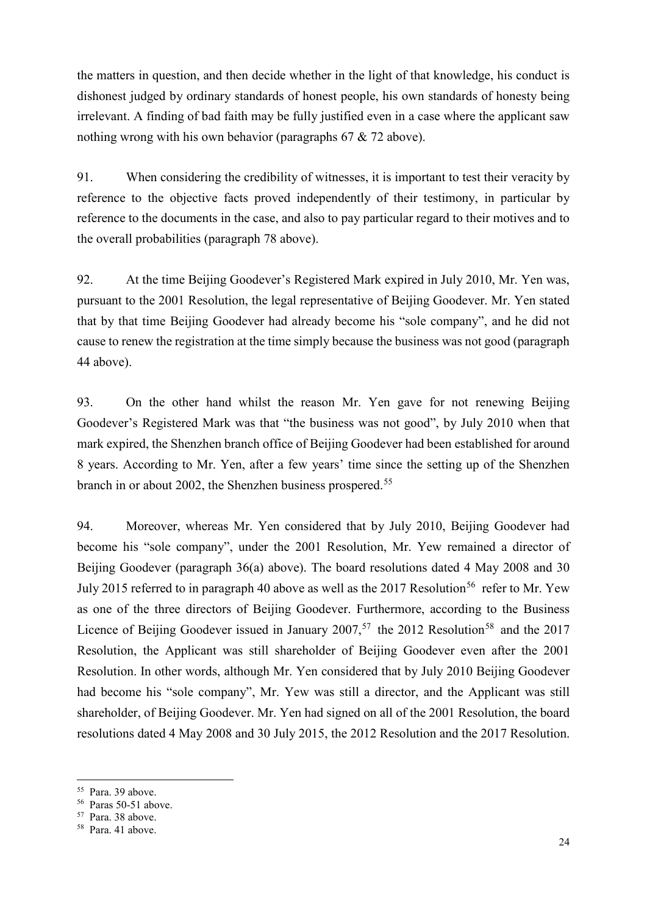the matters in question, and then decide whether in the light of that knowledge, his conduct is dishonest judged by ordinary standards of honest people, his own standards of honesty being irrelevant. A finding of bad faith may be fully justified even in a case where the applicant saw nothing wrong with his own behavior (paragraphs 67 & 72 above).

91. When considering the credibility of witnesses, it is important to test their veracity by reference to the objective facts proved independently of their testimony, in particular by reference to the documents in the case, and also to pay particular regard to their motives and to the overall probabilities (paragraph 78 above).

92. At the time Beijing Goodever's Registered Mark expired in July 2010, Mr. Yen was, pursuant to the 2001 Resolution, the legal representative of Beijing Goodever. Mr. Yen stated that by that time Beijing Goodever had already become his "sole company", and he did not cause to renew the registration at the time simply because the business was not good (paragraph 44 above).

93. On the other hand whilst the reason Mr. Yen gave for not renewing Beijing Goodever's Registered Mark was that "the business was not good", by July 2010 when that mark expired, the Shenzhen branch office of Beijing Goodever had been established for around 8 years. According to Mr. Yen, after a few years' time since the setting up of the Shenzhen branch in or about 2002, the Shenzhen business prospered.[55]

94. Moreover, whereas Mr. Yen considered that by July 2010, Beijing Goodever had become his "sole company", under the 2001 Resolution, Mr. Yew remained a director of Beijing Goodever (paragraph 36(a) above). The board resolutions dated 4 May 2008 and 30 July 2015 referred to in paragraph 40 above as well as the 2017 Resolution[56] refer to Mr. Yew as one of the three directors of Beijing Goodever. Furthermore, according to the Business Licence of Beijing Goodever issued in January 2007,[57] the 2012 Resolution[58] and the 2017 Resolution, the Applicant was still shareholder of Beijing Goodever even after the 2001 Resolution. In other words, although Mr. Yen considered that by July 2010 Beijing Goodever had become his "sole company", Mr. Yew was still a director, and the Applicant was still shareholder, of Beijing Goodever. Mr. Yen had signed on all of the 2001 Resolution, the board resolutions dated 4 May 2008 and 30 July 2015, the 2012 Resolution and the 2017 Resolution.

---

[55] Para. 39 above.

[56] Paras 50-51 above.

[57] Para. 38 above.

[58] Para. 41 above.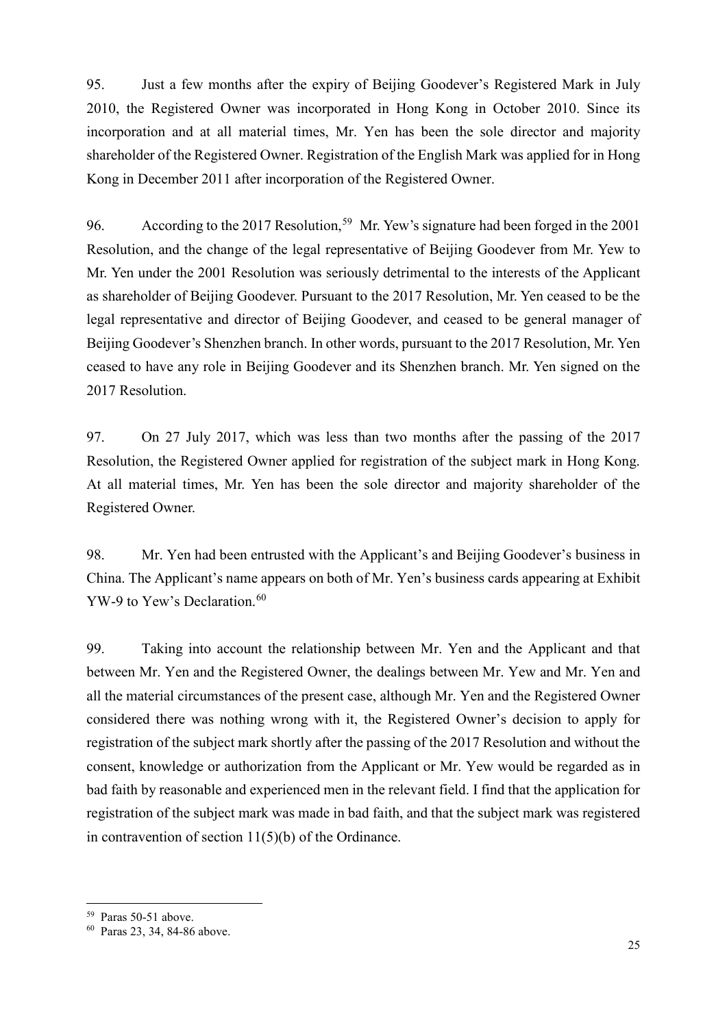95. Just a few months after the expiry of Beijing Goodever's Registered Mark in July 2010, the Registered Owner was incorporated in Hong Kong in October 2010. Since its incorporation and at all material times, Mr. Yen has been the sole director and majority shareholder of the Registered Owner. Registration of the English Mark was applied for in Hong Kong in December 2011 after incorporation of the Registered Owner.

96. According to the 2017 Resolution,[59] Mr. Yew's signature had been forged in the 2001 Resolution, and the change of the legal representative of Beijing Goodever from Mr. Yew to Mr. Yen under the 2001 Resolution was seriously detrimental to the interests of the Applicant as shareholder of Beijing Goodever. Pursuant to the 2017 Resolution, Mr. Yen ceased to be the legal representative and director of Beijing Goodever, and ceased to be general manager of Beijing Goodever's Shenzhen branch. In other words, pursuant to the 2017 Resolution, Mr. Yen ceased to have any role in Beijing Goodever and its Shenzhen branch. Mr. Yen signed on the 2017 Resolution.

97. On 27 July 2017, which was less than two months after the passing of the 2017 Resolution, the Registered Owner applied for registration of the subject mark in Hong Kong. At all material times, Mr. Yen has been the sole director and majority shareholder of the Registered Owner.

98. Mr. Yen had been entrusted with the Applicant's and Beijing Goodever's business in China. The Applicant's name appears on both of Mr. Yen's business cards appearing at Exhibit YW-9 to Yew's Declaration.[60]

99. Taking into account the relationship between Mr. Yen and the Applicant and that between Mr. Yen and the Registered Owner, the dealings between Mr. Yew and Mr. Yen and all the material circumstances of the present case, although Mr. Yen and the Registered Owner considered there was nothing wrong with it, the Registered Owner's decision to apply for registration of the subject mark shortly after the passing of the 2017 Resolution and without the consent, knowledge or authorization from the Applicant or Mr. Yew would be regarded as in bad faith by reasonable and experienced men in the relevant field. I find that the application for registration of the subject mark was made in bad faith, and that the subject mark was registered in contravention of section 11(5)(b) of the Ordinance.

---

[59] Paras 50-51 above.

[60] Paras 23, 34, 84-86 above.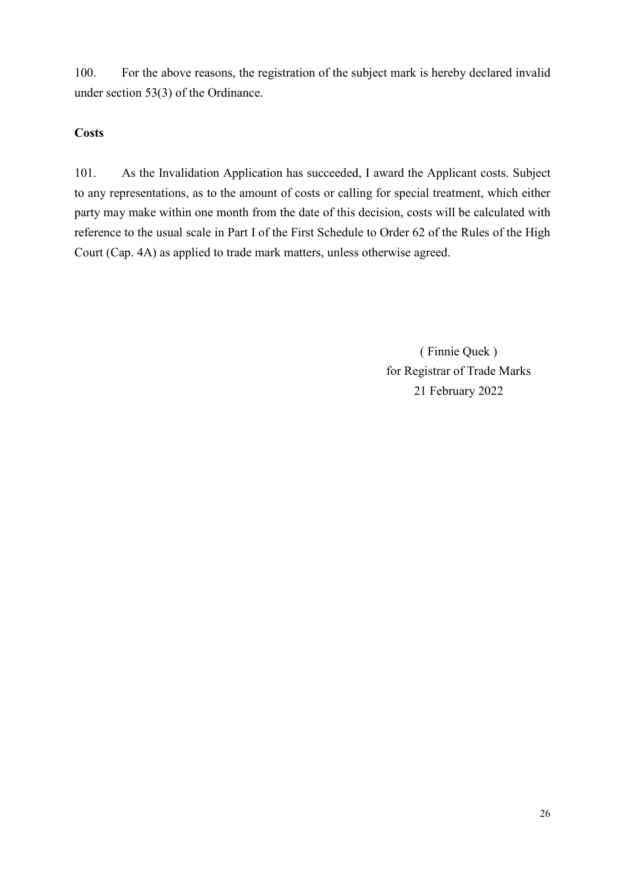100. For the above reasons, the registration of the subject mark is hereby declared invalid under section 53(3) of the Ordinance.

**Costs**

101. As the Invalidation Application has succeeded, I award the Applicant costs. Subject to any representations, as to the amount of costs or calling for special treatment, which either party may make within one month from the date of this decision, costs will be calculated with reference to the usual scale in Part I of the First Schedule to Order 62 of the Rules of the High Court (Cap. 4A) as applied to trade mark matters, unless otherwise agreed.

( Finnie Quek )
for Registrar of Trade Marks
21 February 2022